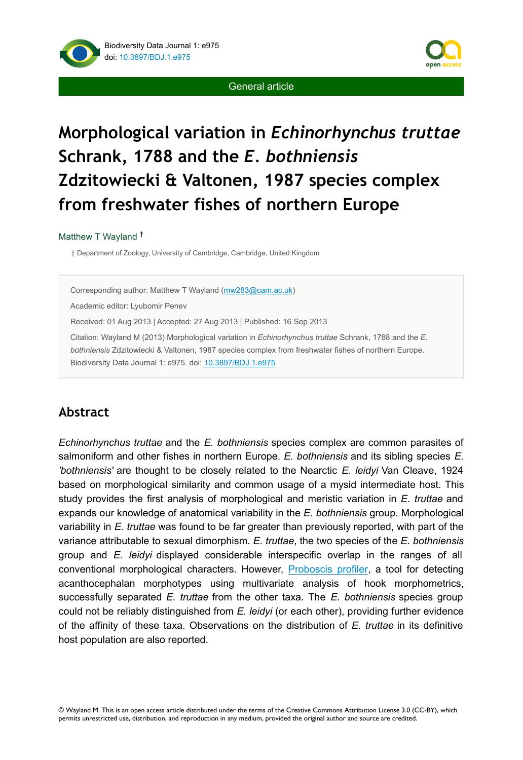General article

# Morphological variation in *Echinorhynchus truttae* Schrank, 1788 and the *E. bothniensis* Zdzitowiecki & Valtonen, 1987 species complex from freshwater fishes of northern Europe

Matthew T Wayland †

† Department of Zoology, University of Cambridge, Cambridge, United Kingdom

Corresponding author: Matthew T Wayland (mw283@cam.ac.uk)

Academic editor: Lyubomir Penev

Received: 01 Aug 2013 | Accepted: 27 Aug 2013 | Published: 16 Sep 2013

Citation: Wayland M (2013) Morphological variation in *Echinorhynchus truttae* Schrank, 1788 and the *E. bothniensis* Zdzitowiecki & Valtonen, 1987 species complex from freshwater fishes of northern Europe. Biodiversity Data Journal 1: e975. doi: 10.3897/BDJ.1.e975

## Abstract

*Echinorhynchus truttae* and the *E. bothniensis* species complex are common parasites of salmoniform and other fishes in northern Europe. *E. bothniensis* and its sibling species *E. 'bothniensis'* are thought to be closely related to the Nearctic *E. leidyi* Van Cleave, 1924 based on morphological similarity and common usage of a mysid intermediate host. This study provides the first analysis of morphological and meristic variation in *E. truttae* and expands our knowledge of anatomical variability in the *E. bothniensis* group. Morphological variability in *E. truttae* was found to be far greater than previously reported, with part of the variance attributable to sexual dimorphism. *E. truttae*, the two species of the *E. bothniensis* group and *E. leidyi* displayed considerable interspecific overlap in the ranges of all conventional morphological characters. However, Proboscis profiler, a tool for detecting acanthocephalan morphotypes using multivariate analysis of hook morphometrics, successfully separated *E. truttae* from the other taxa. The *E. bothniensis* species group could not be reliably distinguished from *E. leidyi* (or each other), providing further evidence of the affinity of these taxa. Observations on the distribution of *E. truttae* in its definitive host population are also reported.

© Wayland M. This is an open access article distributed under the terms of the Creative Commons Attribution License 3.0 (CC-BY), which permits unrestricted use, distribution, and reproduction in any medium, provided the original author and source are credited.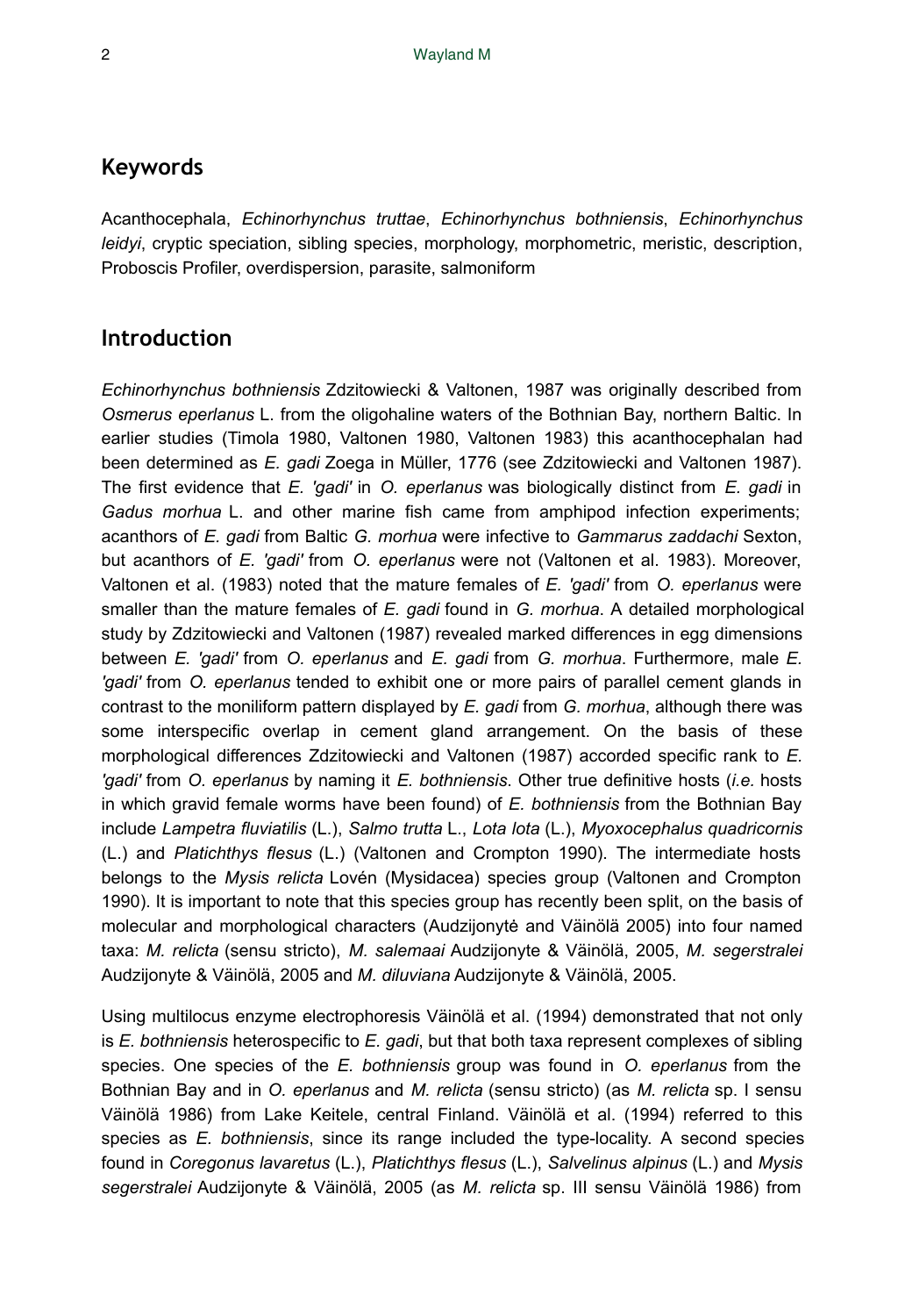## Keywords

Acanthocephala, *Echinorhynchus truttae*, *Echinorhynchus bothniensis*, *Echinorhynchus leidyi*, cryptic speciation, sibling species, morphology, morphometric, meristic, description, Proboscis Profiler, overdispersion, parasite, salmoniform

## Introduction

*Echinorhynchus bothniensis* Zdzitowiecki & Valtonen, 1987 was originally described from *Osmerus eperlanus* L. from the oligohaline waters of the Bothnian Bay, northern Baltic. In earlier studies (Timola 1980, Valtonen 1980, Valtonen 1983) this acanthocephalan had been determined as *E. gadi* Zoega in Müller, 1776 (see Zdzitowiecki and Valtonen 1987). The first evidence that *E. 'gadi'* in *O. eperlanus* was biologically distinct from *E. gadi* in *Gadus morhua* L. and other marine fish came from amphipod infection experiments; acanthors of *E. gadi* from Baltic *G. morhua* were infective to *Gammarus zaddachi* Sexton, but acanthors of *E. 'gadi'* from *O. eperlanus* were not (Valtonen et al. 1983). Moreover, Valtonen et al. (1983) noted that the mature females of *E. 'gadi'* from *O. eperlanus* were smaller than the mature females of *E. gadi* found in *G. morhua*. A detailed morphological study by Zdzitowiecki and Valtonen (1987) revealed marked differences in egg dimensions between *E. 'gadi'* from *O. eperlanus* and *E. gadi* from *G. morhua*. Furthermore, male *E. 'gadi'* from *O. eperlanus* tended to exhibit one or more pairs of parallel cement glands in contrast to the moniliform pattern displayed by *E. gadi* from *G. morhua*, although there was some interspecific overlap in cement gland arrangement. On the basis of these morphological differences Zdzitowiecki and Valtonen (1987) accorded specific rank to *E. 'gadi'* from *O. eperlanus* by naming it *E. bothniensis*. Other true definitive hosts (*i.e.* hosts in which gravid female worms have been found) of *E. bothniensis* from the Bothnian Bay include *Lampetra fluviatilis* (L.), *Salmo trutta* L., *Lota lota* (L.), *Myoxocephalus quadricornis* (L.) and *Platichthys flesus* (L.) (Valtonen and Crompton 1990). The intermediate hosts belongs to the *Mysis relicta* Lovén (Mysidacea) species group (Valtonen and Crompton 1990). It is important to note that this species group has recently been split, on the basis of molecular and morphological characters (Audzijonytė and Väinölä 2005) into four named taxa: *M. relicta* (sensu stricto), *M. salemaai* Audzijonyte & Väinölä, 2005, *M. segerstralei* Audzijonyte & Väinölä, 2005 and *M. diluviana* Audzijonyte & Väinölä, 2005.

Using multilocus enzyme electrophoresis Väinölä et al. (1994) demonstrated that not only is *E. bothniensis* heterospecific to *E. gadi*, but that both taxa represent complexes of sibling species. One species of the *E. bothniensis* group was found in *O. eperlanus* from the Bothnian Bay and in *O. eperlanus* and *M. relicta* (sensu stricto) (as *M. relicta* sp. I sensu Väinölä 1986) from Lake Keitele, central Finland. Väinölä et al. (1994) referred to this species as *E. bothniensis*, since its range included the type-locality. A second species found in *Coregonus lavaretus* (L.), *Platichthys flesus* (L.), *Salvelinus alpinus* (L.) and *Mysis segerstralei* Audzijonyte & Väinölä, 2005 (as *M. relicta* sp. III sensu Väinölä 1986) from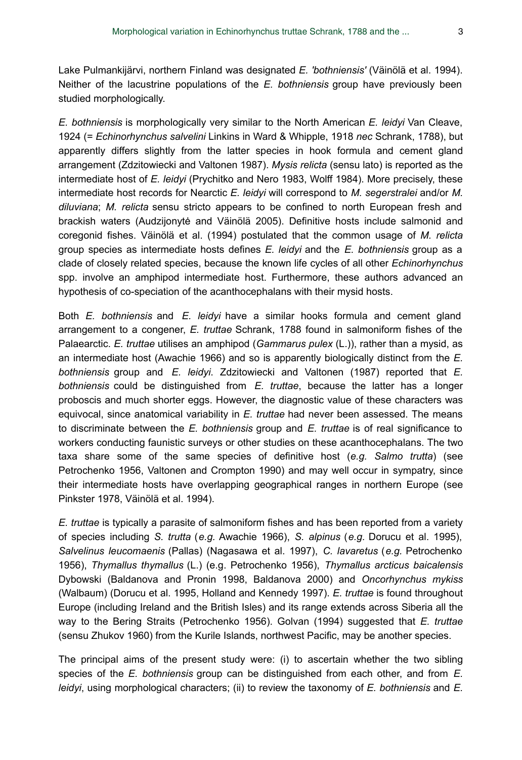Lake Pulmankijärvi, northern Finland was designated *E. 'bothniensis'* (Väinölä et al. 1994). Neither of the lacustrine populations of the *E. bothniensis* group have previously been studied morphologically.

*E. bothniensis* is morphologically very similar to the North American *E. leidyi* Van Cleave, 1924 (= *Echinorhynchus salvelini* Linkins in Ward & Whipple, 1918 *nec* Schrank, 1788), but apparently differs slightly from the latter species in hook formula and cement gland arrangement (Zdzitowiecki and Valtonen 1987). *Mysis relicta* (sensu lato) is reported as the intermediate host of *E. leidyi* (Prychitko and Nero 1983, Wolff 1984). More precisely, these intermediate host records for Nearctic *E. leidyi* will correspond to *M. segerstralei* and/or *M. diluviana*; *M. relicta* sensu stricto appears to be confined to north European fresh and brackish waters (Audzijonytė and Väinölä 2005). Definitive hosts include salmonid and coregonid fishes. Väinölä et al. (1994) postulated that the common usage of *M. relicta* group species as intermediate hosts defines *E. leidyi* and the *E. bothniensis* group as a clade of closely related species, because the known life cycles of all other *Echinorhynchus* spp. involve an amphipod intermediate host. Furthermore, these authors advanced an hypothesis of co-speciation of the acanthocephalans with their mysid hosts.

Both *E. bothniensis* and *E. leidyi* have a similar hooks formula and cement gland arrangement to a congener, *E. truttae* Schrank, 1788 found in salmoniform fishes of the Palaearctic. *E. truttae* utilises an amphipod (*Gammarus pulex* (L.)), rather than a mysid, as an intermediate host (Awachie 1966) and so is apparently biologically distinct from the *E. bothniensis* group and *E. leidyi*. Zdzitowiecki and Valtonen (1987) reported that *E. bothniensis* could be distinguished from *E. truttae*, because the latter has a longer proboscis and much shorter eggs. However, the diagnostic value of these characters was equivocal, since anatomical variability in *E. truttae* had never been assessed. The means to discriminate between the *E. bothniensis* group and *E. truttae* is of real significance to workers conducting faunistic surveys or other studies on these acanthocephalans. The two taxa share some of the same species of definitive host (*e.g. Salmo trutta*) (see Petrochenko 1956, Valtonen and Crompton 1990) and may well occur in sympatry, since their intermediate hosts have overlapping geographical ranges in northern Europe (see Pinkster 1978, Väinölä et al. 1994).

*E. truttae* is typically a parasite of salmoniform fishes and has been reported from a variety of species including *S. trutta* (*e.g.* Awachie 1966), *S. alpinus* (*e.g.* Dorucu et al. 1995), *Salvelinus leucomaenis* (Pallas) (Nagasawa et al. 1997), *C. lavaretus* (*e.g.* Petrochenko 1956), *Thymallus thymallus* (L.) (e.g. Petrochenko 1956), *Thymallus arcticus baicalensis* Dybowski (Baldanova and Pronin 1998, Baldanova 2000) and *Oncorhynchus mykiss* (Walbaum) (Dorucu et al. 1995, Holland and Kennedy 1997). *E. truttae* is found throughout Europe (including Ireland and the British Isles) and its range extends across Siberia all the way to the Bering Straits (Petrochenko 1956). Golvan (1994) suggested that *E. truttae* (sensu Zhukov 1960) from the Kurile Islands, northwest Pacific, may be another species.

The principal aims of the present study were: (i) to ascertain whether the two sibling species of the *E. bothniensis* group can be distinguished from each other, and from *E. leidyi*, using morphological characters; (ii) to review the taxonomy of *E. bothniensis* and *E.*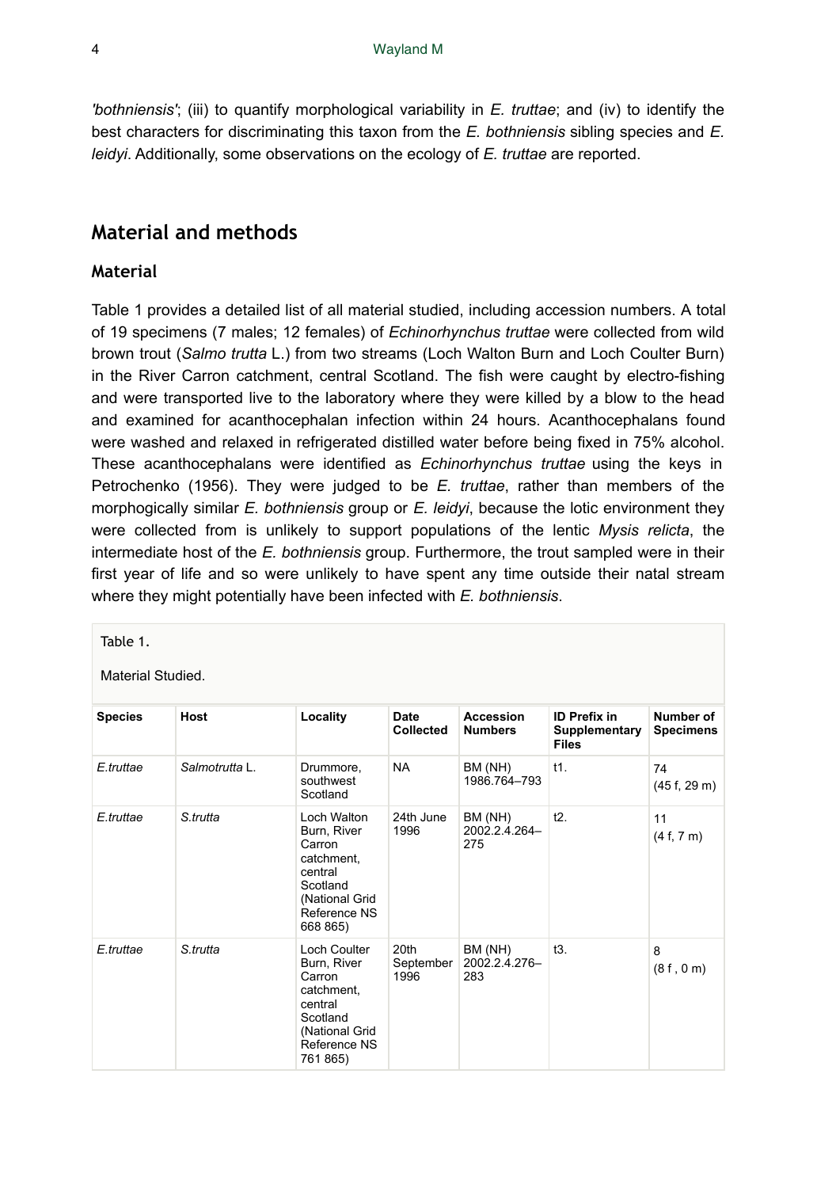*'bothniensis'*; (iii) to quantify morphological variability in *E. truttae*; and (iv) to identify the best characters for discriminating this taxon from the *E. bothniensis* sibling species and *E. leidyi*. Additionally, some observations on the ecology of *E. truttae* are reported.

## Material and methods

### Material

Table 1 provides a detailed list of all material studied, including accession numbers. A total of 19 specimens (7 males; 12 females) of *Echinorhynchus truttae* were collected from wild brown trout (*Salmo trutta* L.) from two streams (Loch Walton Burn and Loch Coulter Burn) in the River Carron catchment, central Scotland. The fish were caught by electro-fishing and were transported live to the laboratory where they were killed by a blow to the head and examined for acanthocephalan infection within 24 hours. Acanthocephalans found were washed and relaxed in refrigerated distilled water before being fixed in 75% alcohol. These acanthocephalans were identified as *Echinorhynchus truttae* using the keys in Petrochenko (1956). They were judged to be *E. truttae*, rather than members of the morphogically similar *E. bothniensis* group or *E. leidyi*, because the lotic environment they were collected from is unlikely to support populations of the lentic *Mysis relicta*, the intermediate host of the *E. bothniensis* group. Furthermore, the trout sampled were in their first year of life and so were unlikely to have spent any time outside their natal stream where they might potentially have been infected with *E. bothniensis*.

Table 1.

Material Studied.

| Species | Host | Locality | Date Collected | Accession Numbers | ID Prefix in Supplementary Files | Number of Specimens |
|---|---|---|---|---|---|---|
| *E.truttae* | *Salmotrutta* L. | Drummore, southwest Scotland | NA | BM (NH) 1986.764–793 | t1. | 74 (45 f, 29 m) |
| *E.truttae* | *S.trutta* | Loch Walton Burn, River Carron catchment, central Scotland (National Grid Reference NS 668 865) | 24th June 1996 | BM (NH) 2002.2.4.264–275 | t2. | 11 (4 f, 7 m) |
| *E.truttae* | *S.trutta* | Loch Coulter Burn, River Carron catchment, central Scotland (National Grid Reference NS 761 865) | 20th September 1996 | BM (NH) 2002.2.4.276–283 | t3. | 8 (8 f , 0 m) |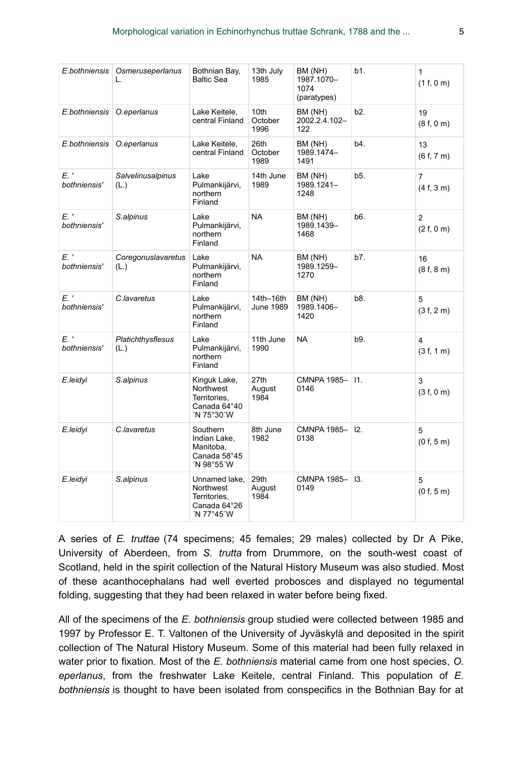| | | | | | | |
|---|---|---|---|---|---|---|
| *E.bothniensis* | *Osmeruseperlanus* L. | Bothnian Bay, Baltic Sea | 13th July 1985 | BM (NH) 1987.1070–1074 (paratypes) | b1. | 1 (1 f, 0 m) |
| *E.bothniensis* | *O.eperlanus* | Lake Keitele, central Finland | 10th October 1996 | BM (NH) 2002.2.4.102–122 | b2. | 19 (8 f, 0 m) |
| *E.bothniensis* | *O.eperlanus* | Lake Keitele, central Finland | 26th October 1989 | BM (NH) 1989.1474–1491 | b4. | 13 (6 f, 7 m) |
| *E. ' bothniensis'* | *Salvelinusalpinus* (L.) | Lake Pulmankijärvi, northern Finland | 14th June 1989 | BM (NH) 1989.1241–1248 | b5. | 7 (4 f, 3 m) |
| *E. ' bothniensis'* | *S.alpinus* | Lake Pulmankijärvi, northern Finland | NA | BM (NH) 1989.1439–1468 | b6. | 2 (2 f, 0 m) |
| *E. ' bothniensis'* | *Coregonuslavaretus* (L.) | Lake Pulmankijärvi, northern Finland | NA | BM (NH) 1989.1259–1270 | b7. | 16 (8 f, 8 m) |
| *E. ' bothniensis'* | *C.lavaretus* | Lake Pulmankijärvi, northern Finland | 14th–16th June 1989 | BM (NH) 1989.1406–1420 | b8. | 5 (3 f, 2 m) |
| *E. ' bothniensis'* | *Platichthysflesus* (L.) | Lake Pulmankijärvi, northern Finland | 11th June 1990 | NA | b9. | 4 (3 f, 1 m) |
| *E.leidyi* | *S.alpinus* | Kinguk Lake, Northwest Territories, Canada 64°40 ´N 75°30´W | 27th August 1984 | CMNPA 1985–0146 | l1. | 3 (3 f, 0 m) |
| *E.leidyi* | *C.lavaretus* | Southern Indian Lake, Manitoba, Canada 58°45 ´N 98°55´W | 8th June 1982 | CMNPA 1985–0138 | l2. | 5 (0 f, 5 m) |
| *E.leidyi* | *S.alpinus* | Unnamed lake, Northwest Territories, Canada 64°26 ´N 77°45´W | 29th August 1984 | CMNPA 1985–0149 | l3. | 5 (0 f, 5 m) |

A series of *E. truttae* (74 specimens; 45 females; 29 males) collected by Dr A Pike, University of Aberdeen, from *S. trutta* from Drummore, on the south-west coast of Scotland, held in the spirit collection of the Natural History Museum was also studied. Most of these acanthocephalans had well everted probosces and displayed no tegumental folding, suggesting that they had been relaxed in water before being fixed.

All of the specimens of the *E. bothniensis* group studied were collected between 1985 and 1997 by Professor E. T. Valtonen of the University of Jyväskylä and deposited in the spirit collection of The Natural History Museum. Some of this material had been fully relaxed in water prior to fixation. Most of the *E. bothniensis* material came from one host species, *O. eperlanus*, from the freshwater Lake Keitele, central Finland. This population of *E. bothniensis* is thought to have been isolated from conspecifics in the Bothnian Bay for at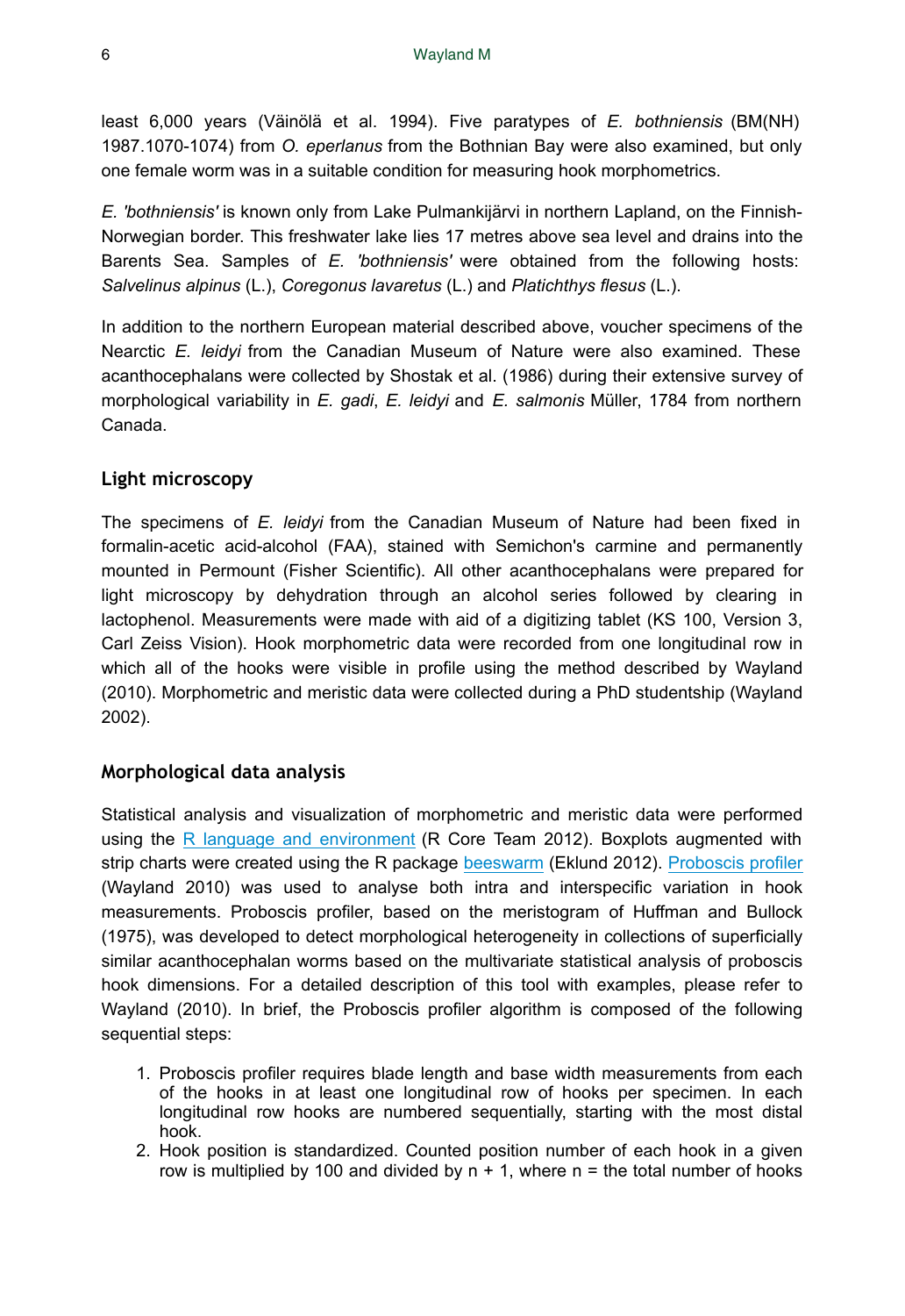least 6,000 years (Väinölä et al. 1994). Five paratypes of *E. bothniensis* (BM(NH) 1987.1070-1074) from *O. eperlanus* from the Bothnian Bay were also examined, but only one female worm was in a suitable condition for measuring hook morphometrics.

*E. 'bothniensis'* is known only from Lake Pulmankijärvi in northern Lapland, on the Finnish-Norwegian border. This freshwater lake lies 17 metres above sea level and drains into the Barents Sea. Samples of *E. 'bothniensis'* were obtained from the following hosts: *Salvelinus alpinus* (L.), *Coregonus lavaretus* (L.) and *Platichthys flesus* (L.).

In addition to the northern European material described above, voucher specimens of the Nearctic *E. leidyi* from the Canadian Museum of Nature were also examined. These acanthocephalans were collected by Shostak et al. (1986) during their extensive survey of morphological variability in *E. gadi*, *E. leidyi* and *E. salmonis* Müller, 1784 from northern Canada.

## Light microscopy

The specimens of *E. leidyi* from the Canadian Museum of Nature had been fixed in formalin-acetic acid-alcohol (FAA), stained with Semichon's carmine and permanently mounted in Permount (Fisher Scientific). All other acanthocephalans were prepared for light microscopy by dehydration through an alcohol series followed by clearing in lactophenol. Measurements were made with aid of a digitizing tablet (KS 100, Version 3, Carl Zeiss Vision). Hook morphometric data were recorded from one longitudinal row in which all of the hooks were visible in profile using the method described by Wayland (2010). Morphometric and meristic data were collected during a PhD studentship (Wayland 2002).

## Morphological data analysis

Statistical analysis and visualization of morphometric and meristic data were performed using the R language and environment (R Core Team 2012). Boxplots augmented with strip charts were created using the R package beeswarm (Eklund 2012). Proboscis profiler (Wayland 2010) was used to analyse both intra and interspecific variation in hook measurements. Proboscis profiler, based on the meristogram of Huffman and Bullock (1975), was developed to detect morphological heterogeneity in collections of superficially similar acanthocephalan worms based on the multivariate statistical analysis of proboscis hook dimensions. For a detailed description of this tool with examples, please refer to Wayland (2010). In brief, the Proboscis profiler algorithm is composed of the following sequential steps:

1. Proboscis profiler requires blade length and base width measurements from each of the hooks in at least one longitudinal row of hooks per specimen. In each longitudinal row hooks are numbered sequentially, starting with the most distal hook.
2. Hook position is standardized. Counted position number of each hook in a given row is multiplied by 100 and divided by n + 1, where n = the total number of hooks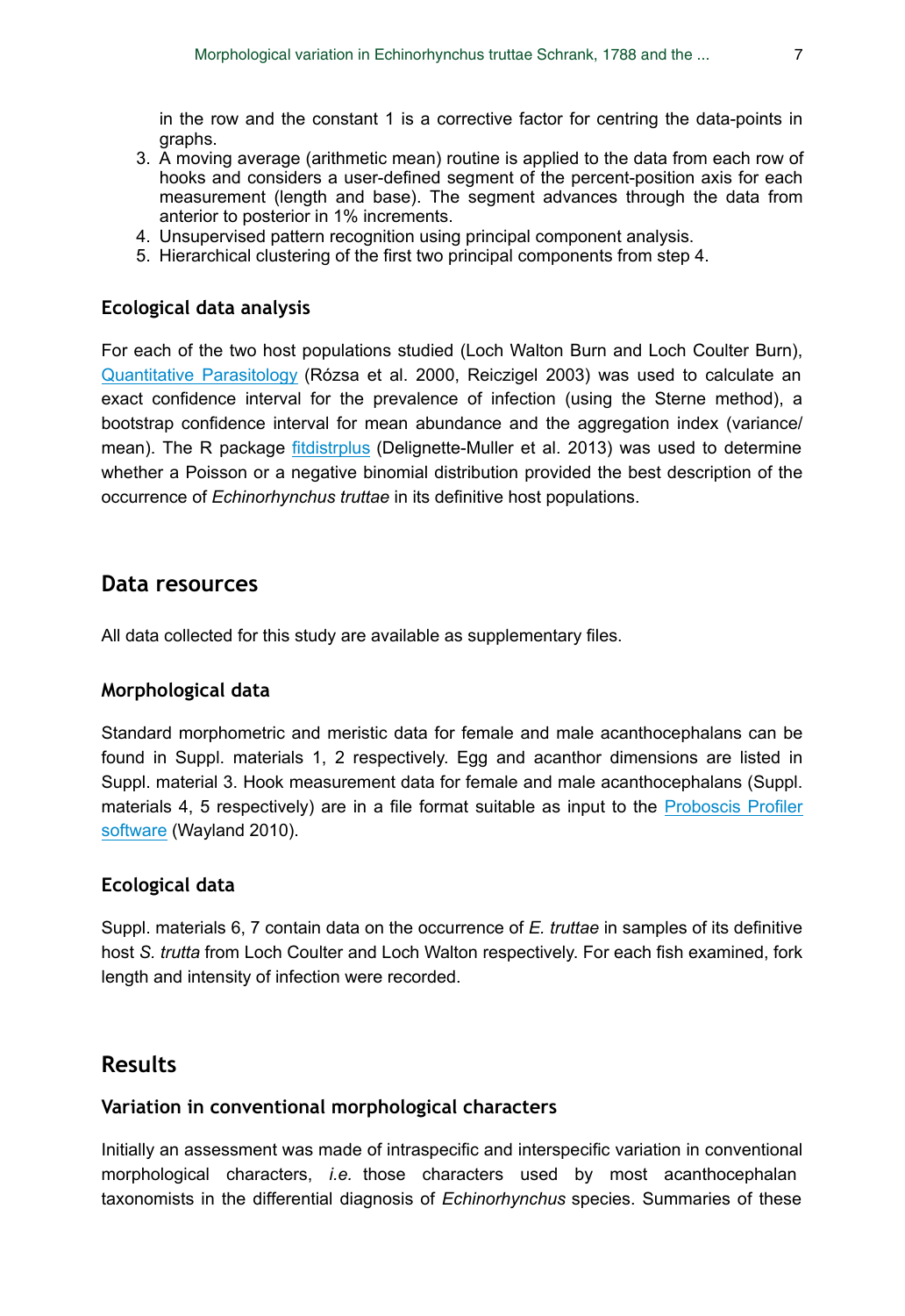in the row and the constant 1 is a corrective factor for centring the data-points in graphs.

3. A moving average (arithmetic mean) routine is applied to the data from each row of hooks and considers a user-defined segment of the percent-position axis for each measurement (length and base). The segment advances through the data from anterior to posterior in 1% increments.
4. Unsupervised pattern recognition using principal component analysis.
5. Hierarchical clustering of the first two principal components from step 4.

### Ecological data analysis

For each of the two host populations studied (Loch Walton Burn and Loch Coulter Burn), Quantitative Parasitology (Rózsa et al. 2000, Reiczigel 2003) was used to calculate an exact confidence interval for the prevalence of infection (using the Sterne method), a bootstrap confidence interval for mean abundance and the aggregation index (variance/mean). The R package fitdistrplus (Delignette-Muller et al. 2013) was used to determine whether a Poisson or a negative binomial distribution provided the best description of the occurrence of *Echinorhynchus truttae* in its definitive host populations.

## Data resources

All data collected for this study are available as supplementary files.

### Morphological data

Standard morphometric and meristic data for female and male acanthocephalans can be found in Suppl. materials 1, 2 respectively. Egg and acanthor dimensions are listed in Suppl. material 3. Hook measurement data for female and male acanthocephalans (Suppl. materials 4, 5 respectively) are in a file format suitable as input to the Proboscis Profiler software (Wayland 2010).

### Ecological data

Suppl. materials 6, 7 contain data on the occurrence of *E. truttae* in samples of its definitive host *S. trutta* from Loch Coulter and Loch Walton respectively. For each fish examined, fork length and intensity of infection were recorded.

## Results

### Variation in conventional morphological characters

Initially an assessment was made of intraspecific and interspecific variation in conventional morphological characters, *i.e.* those characters used by most acanthocephalan taxonomists in the differential diagnosis of *Echinorhynchus* species. Summaries of these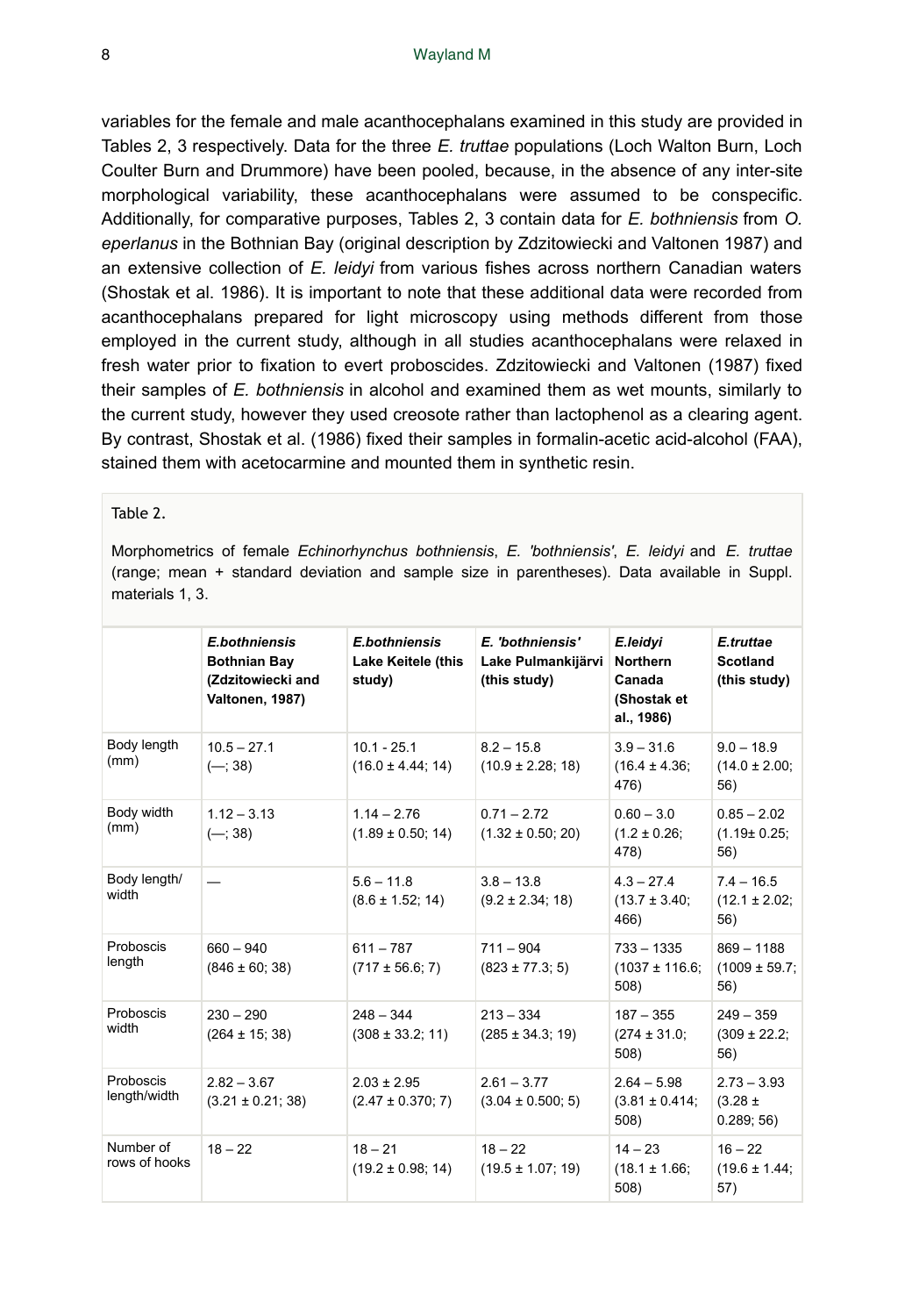variables for the female and male acanthocephalans examined in this study are provided in Tables 2, 3 respectively. Data for the three *E. truttae* populations (Loch Walton Burn, Loch Coulter Burn and Drummore) have been pooled, because, in the absence of any inter-site morphological variability, these acanthocephalans were assumed to be conspecific. Additionally, for comparative purposes, Tables 2, 3 contain data for *E. bothniensis* from *O. eperlanus* in the Bothnian Bay (original description by Zdzitowiecki and Valtonen 1987) and an extensive collection of *E. leidyi* from various fishes across northern Canadian waters (Shostak et al. 1986). It is important to note that these additional data were recorded from acanthocephalans prepared for light microscopy using methods different from those employed in the current study, although in all studies acanthocephalans were relaxed in fresh water prior to fixation to evert proboscides. Zdzitowiecki and Valtonen (1987) fixed their samples of *E. bothniensis* in alcohol and examined them as wet mounts, similarly to the current study, however they used creosote rather than lactophenol as a clearing agent. By contrast, Shostak et al. (1986) fixed their samples in formalin-acetic acid-alcohol (FAA), stained them with acetocarmine and mounted them in synthetic resin.

Table 2.

Morphometrics of female *Echinorhynchus bothniensis*, *E. 'bothniensis'*, *E. leidyi* and *E. truttae* (range; mean + standard deviation and sample size in parentheses). Data available in Suppl. materials 1, 3.

| | ***E.bothniensis* Bothnian Bay (Zdzitowiecki and Valtonen, 1987)** | ***E.bothniensis* Lake Keitele (this study)** | ***E. 'bothniensis'* Lake Pulmankijärvi (this study)** | ***E.leidyi* Northern Canada (Shostak et al., 1986)** | ***E.truttae* Scotland (this study)** |
|---|---|---|---|---|---|
| Body length (mm) | 10.5 – 27.1 (—; 38) | 10.1 - 25.1 (16.0 ± 4.44; 14) | 8.2 – 15.8 (10.9 ± 2.28; 18) | 3.9 – 31.6 (16.4 ± 4.36; 476) | 9.0 – 18.9 (14.0 ± 2.00; 56) |
| Body width (mm) | 1.12 – 3.13 (—; 38) | 1.14 – 2.76 (1.89 ± 0.50; 14) | 0.71 – 2.72 (1.32 ± 0.50; 20) | 0.60 – 3.0 (1.2 ± 0.26; 478) | 0.85 – 2.02 (1.19± 0.25; 56) |
| Body length/ width | — | 5.6 – 11.8 (8.6 ± 1.52; 14) | 3.8 – 13.8 (9.2 ± 2.34; 18) | 4.3 – 27.4 (13.7 ± 3.40; 466) | 7.4 – 16.5 (12.1 ± 2.02; 56) |
| Proboscis length | 660 – 940 (846 ± 60; 38) | 611 – 787 (717 ± 56.6; 7) | 711 – 904 (823 ± 77.3; 5) | 733 – 1335 (1037 ± 116.6; 508) | 869 – 1188 (1009 ± 59.7; 56) |
| Proboscis width | 230 – 290 (264 ± 15; 38) | 248 – 344 (308 ± 33.2; 11) | 213 – 334 (285 ± 34.3; 19) | 187 – 355 (274 ± 31.0; 508) | 249 – 359 (309 ± 22.2; 56) |
| Proboscis length/width | 2.82 – 3.67 (3.21 ± 0.21; 38) | 2.03 ± 2.95 (2.47 ± 0.370; 7) | 2.61 – 3.77 (3.04 ± 0.500; 5) | 2.64 – 5.98 (3.81 ± 0.414; 508) | 2.73 – 3.93 (3.28 ± 0.289; 56) |
| Number of rows of hooks | 18 – 22 | 18 – 21 (19.2 ± 0.98; 14) | 18 – 22 (19.5 ± 1.07; 19) | 14 – 23 (18.1 ± 1.66; 508) | 16 – 22 (19.6 ± 1.44; 57) |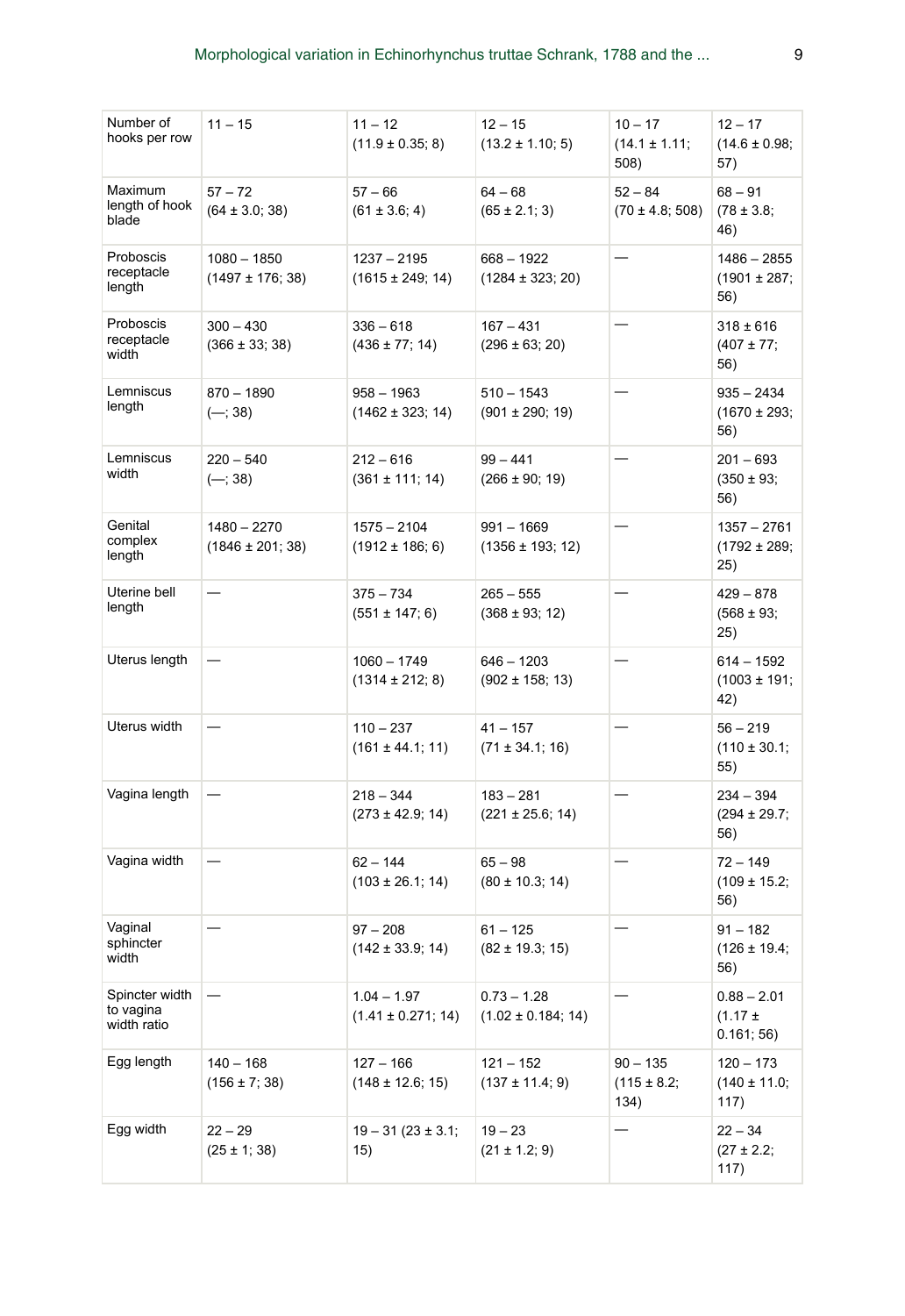| Number of hooks per row | 11 – 15 | 11 – 12 (11.9 ± 0.35; 8) | 12 – 15 (13.2 ± 1.10; 5) | 10 – 17 (14.1 ± 1.11; 508) | 12 – 17 (14.6 ± 0.98; 57) |
|---|---|---|---|---|---|
| Maximum length of hook blade | 57 – 72 (64 ± 3.0; 38) | 57 – 66 (61 ± 3.6; 4) | 64 – 68 (65 ± 2.1; 3) | 52 – 84 (70 ± 4.8; 508) | 68 – 91 (78 ± 3.8; 46) |
| Proboscis receptacle length | 1080 – 1850 (1497 ± 176; 38) | 1237 – 2195 (1615 ± 249; 14) | 668 – 1922 (1284 ± 323; 20) | — | 1486 – 2855 (1901 ± 287; 56) |
| Proboscis receptacle width | 300 – 430 (366 ± 33; 38) | 336 – 618 (436 ± 77; 14) | 167 – 431 (296 ± 63; 20) | — | 318 ± 616 (407 ± 77; 56) |
| Lemniscus length | 870 – 1890 (—; 38) | 958 – 1963 (1462 ± 323; 14) | 510 – 1543 (901 ± 290; 19) | — | 935 – 2434 (1670 ± 293; 56) |
| Lemniscus width | 220 – 540 (—; 38) | 212 – 616 (361 ± 111; 14) | 99 – 441 (266 ± 90; 19) | — | 201 – 693 (350 ± 93; 56) |
| Genital complex length | 1480 – 2270 (1846 ± 201; 38) | 1575 – 2104 (1912 ± 186; 6) | 991 – 1669 (1356 ± 193; 12) | — | 1357 – 2761 (1792 ± 289; 25) |
| Uterine bell length | — | 375 – 734 (551 ± 147; 6) | 265 – 555 (368 ± 93; 12) | — | 429 – 878 (568 ± 93; 25) |
| Uterus length | — | 1060 – 1749 (1314 ± 212; 8) | 646 – 1203 (902 ± 158; 13) | — | 614 – 1592 (1003 ± 191; 42) |
| Uterus width | — | 110 – 237 (161 ± 44.1; 11) | 41 – 157 (71 ± 34.1; 16) | — | 56 – 219 (110 ± 30.1; 55) |
| Vagina length | — | 218 – 344 (273 ± 42.9; 14) | 183 – 281 (221 ± 25.6; 14) | — | 234 – 394 (294 ± 29.7; 56) |
| Vagina width | — | 62 – 144 (103 ± 26.1; 14) | 65 – 98 (80 ± 10.3; 14) | — | 72 – 149 (109 ± 15.2; 56) |
| Vaginal sphincter width | — | 97 – 208 (142 ± 33.9; 14) | 61 – 125 (82 ± 19.3; 15) | — | 91 – 182 (126 ± 19.4; 56) |
| Spincter width to vagina width ratio | — | 1.04 – 1.97 (1.41 ± 0.271; 14) | 0.73 – 1.28 (1.02 ± 0.184; 14) | — | 0.88 – 2.01 (1.17 ± 0.161; 56) |
| Egg length | 140 – 168 (156 ± 7; 38) | 127 – 166 (148 ± 12.6; 15) | 121 – 152 (137 ± 11.4; 9) | 90 – 135 (115 ± 8.2; 134) | 120 – 173 (140 ± 11.0; 117) |
| Egg width | 22 – 29 (25 ± 1; 38) | 19 – 31 (23 ± 3.1; 15) | 19 – 23 (21 ± 1.2; 9) | — | 22 – 34 (27 ± 2.2; 117) |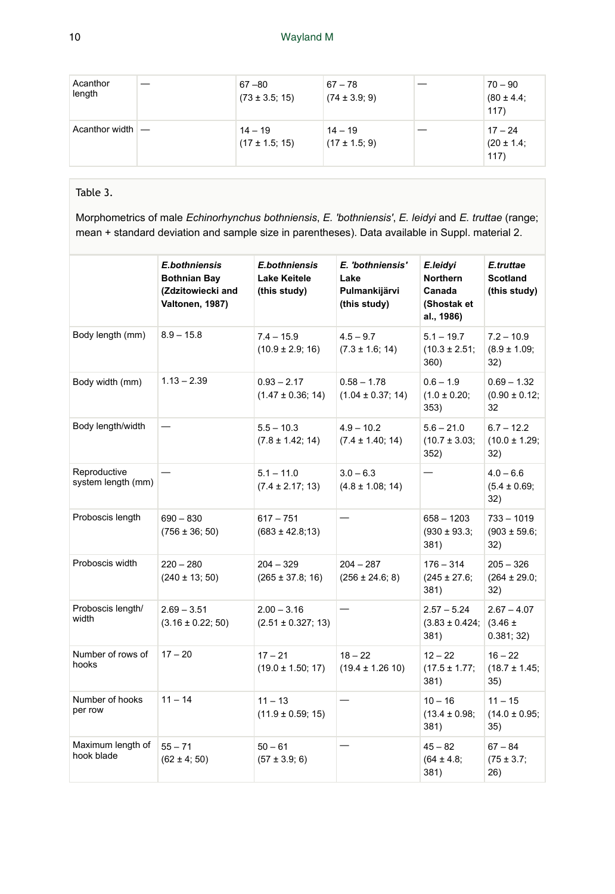| | | | | | |
|---|---|---|---|---|---|
| Acanthor length | — | 67 –80 (73 ± 3.5; 15) | 67 – 78 (74 ± 3.9; 9) | — | 70 – 90 (80 ± 4.4; 117) |
| Acanthor width | — | 14 – 19 (17 ± 1.5; 15) | 14 – 19 (17 ± 1.5; 9) | — | 17 – 24 (20 ± 1.4; 117) |

Table 3.

Morphometrics of male *Echinorhynchus bothniensis*, *E. 'bothniensis'*, *E. leidyi* and *E. truttae* (range; mean + standard deviation and sample size in parentheses). Data available in Suppl. material 2.

| | ***E.bothniensis* Bothnian Bay (Zdzitowiecki and Valtonen, 1987)** | ***E.bothniensis* Lake Keitele (this study)** | ***E. 'bothniensis'* Lake Pulmankijärvi (this study)** | ***E.leidyi* Northern Canada (Shostak et al., 1986)** | ***E.truttae* Scotland (this study)** |
|---|---|---|---|---|---|
| Body length (mm) | 8.9 – 15.8 | 7.4 – 15.9 (10.9 ± 2.9; 16) | 4.5 – 9.7 (7.3 ± 1.6; 14) | 5.1 – 19.7 (10.3 ± 2.51; 360) | 7.2 – 10.9 (8.9 ± 1.09; 32) |
| Body width (mm) | 1.13 – 2.39 | 0.93 – 2.17 (1.47 ± 0.36; 14) | 0.58 – 1.78 (1.04 ± 0.37; 14) | 0.6 – 1.9 (1.0 ± 0.20; 353) | 0.69 – 1.32 (0.90 ± 0.12; 32 |
| Body length/width | — | 5.5 – 10.3 (7.8 ± 1.42; 14) | 4.9 – 10.2 (7.4 ± 1.40; 14) | 5.6 – 21.0 (10.7 ± 3.03; 352) | 6.7 – 12.2 (10.0 ± 1.29; 32) |
| Reproductive system length (mm) | — | 5.1 – 11.0 (7.4 ± 2.17; 13) | 3.0 – 6.3 (4.8 ± 1.08; 14) | — | 4.0 – 6.6 (5.4 ± 0.69; 32) |
| Proboscis length | 690 – 830 (756 ± 36; 50) | 617 – 751 (683 ± 42.8;13) | — | 658 – 1203 (930 ± 93.3; 381) | 733 – 1019 (903 ± 59.6; 32) |
| Proboscis width | 220 – 280 (240 ± 13; 50) | 204 – 329 (265 ± 37.8; 16) | 204 – 287 (256 ± 24.6; 8) | 176 – 314 (245 ± 27.6; 381) | 205 – 326 (264 ± 29.0; 32) |
| Proboscis length/ width | 2.69 – 3.51 (3.16 ± 0.22; 50) | 2.00 – 3.16 (2.51 ± 0.327; 13) | — | 2.57 – 5.24 (3.83 ± 0.424; 381) | 2.67 – 4.07 (3.46 ± 0.381; 32) |
| Number of rows of hooks | 17 – 20 | 17 – 21 (19.0 ± 1.50; 17) | 18 – 22 (19.4 ± 1.26 10) | 12 – 22 (17.5 ± 1.77; 381) | 16 – 22 (18.7 ± 1.45; 35) |
| Number of hooks per row | 11 – 14 | 11 – 13 (11.9 ± 0.59; 15) | — | 10 – 16 (13.4 ± 0.98; 381) | 11 – 15 (14.0 ± 0.95; 35) |
| Maximum length of hook blade | 55 – 71 (62 ± 4; 50) | 50 – 61 (57 ± 3.9; 6) | — | 45 – 82 (64 ± 4.8; 381) | 67 – 84 (75 ± 3.7; 26) |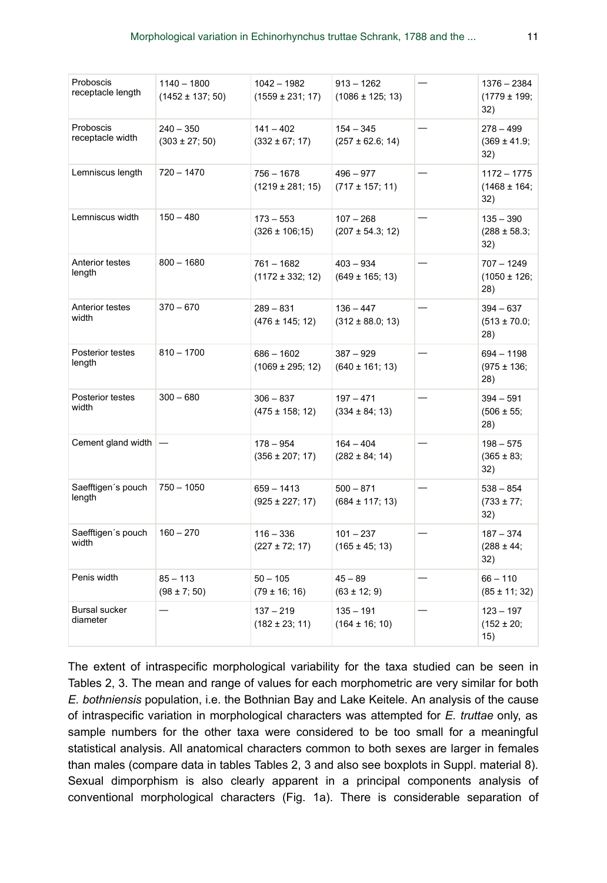| | | | | | |
|---|---|---|---|---|---|
| Proboscis receptacle length | 1140 – 1800 (1452 ± 137; 50) | 1042 – 1982 (1559 ± 231; 17) | 913 – 1262 (1086 ± 125; 13) | — | 1376 – 2384 (1779 ± 199; 32) |
| Proboscis receptacle width | 240 – 350 (303 ± 27; 50) | 141 – 402 (332 ± 67; 17) | 154 – 345 (257 ± 62.6; 14) | — | 278 – 499 (369 ± 41.9; 32) |
| Lemniscus length | 720 – 1470 | 756 – 1678 (1219 ± 281; 15) | 496 – 977 (717 ± 157; 11) | — | 1172 – 1775 (1468 ± 164; 32) |
| Lemniscus width | 150 – 480 | 173 – 553 (326 ± 106;15) | 107 – 268 (207 ± 54.3; 12) | — | 135 – 390 (288 ± 58.3; 32) |
| Anterior testes length | 800 – 1680 | 761 – 1682 (1172 ± 332; 12) | 403 – 934 (649 ± 165; 13) | — | 707 – 1249 (1050 ± 126; 28) |
| Anterior testes width | 370 – 670 | 289 – 831 (476 ± 145; 12) | 136 – 447 (312 ± 88.0; 13) | — | 394 – 637 (513 ± 70.0; 28) |
| Posterior testes length | 810 – 1700 | 686 – 1602 (1069 ± 295; 12) | 387 – 929 (640 ± 161; 13) | — | 694 – 1198 (975 ± 136; 28) |
| Posterior testes width | 300 – 680 | 306 – 837 (475 ± 158; 12) | 197 – 471 (334 ± 84; 13) | — | 394 – 591 (506 ± 55; 28) |
| Cement gland width | — | 178 – 954 (356 ± 207; 17) | 164 – 404 (282 ± 84; 14) | — | 198 – 575 (365 ± 83; 32) |
| Saefftigen´s pouch length | 750 – 1050 | 659 – 1413 (925 ± 227; 17) | 500 – 871 (684 ± 117; 13) | — | 538 – 854 (733 ± 77; 32) |
| Saefftigen´s pouch width | 160 – 270 | 116 – 336 (227 ± 72; 17) | 101 – 237 (165 ± 45; 13) | — | 187 – 374 (288 ± 44; 32) |
| Penis width | 85 – 113 (98 ± 7; 50) | 50 – 105 (79 ± 16; 16) | 45 – 89 (63 ± 12; 9) | — | 66 – 110 (85 ± 11; 32) |
| Bursal sucker diameter | — | 137 – 219 (182 ± 23; 11) | 135 – 191 (164 ± 16; 10) | — | 123 – 197 (152 ± 20; 15) |

The extent of intraspecific morphological variability for the taxa studied can be seen in Tables 2, 3. The mean and range of values for each morphometric are very similar for both *E. bothniensis* population, i.e. the Bothnian Bay and Lake Keitele. An analysis of the cause of intraspecific variation in morphological characters was attempted for *E. truttae* only, as sample numbers for the other taxa were considered to be too small for a meaningful statistical analysis. All anatomical characters common to both sexes are larger in females than males (compare data in tables Tables 2, 3 and also see boxplots in Suppl. material 8). Sexual dimporphism is also clearly apparent in a principal components analysis of conventional morphological characters (Fig. 1a). There is considerable separation of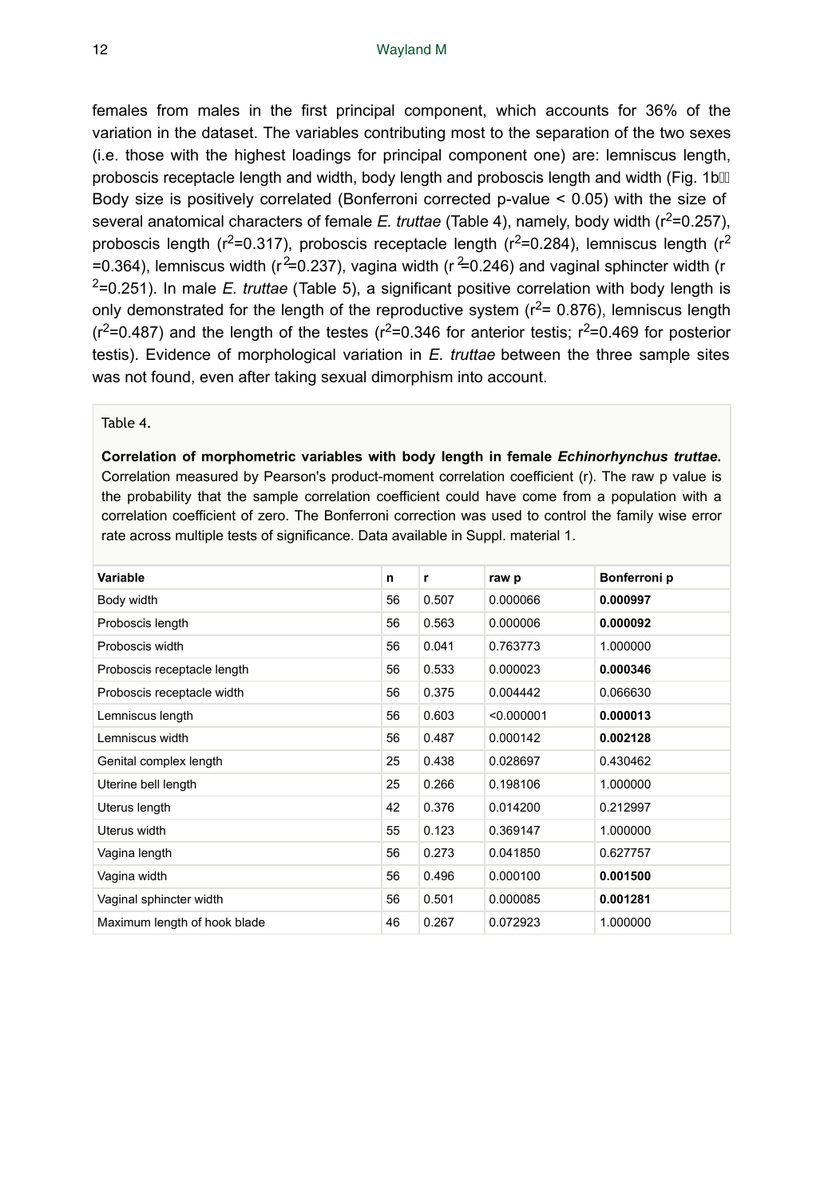females from males in the first principal component, which accounts for 36% of the variation in the dataset. The variables contributing most to the separation of the two sexes (i.e. those with the highest loadings for principal component one) are: lemniscus length, proboscis receptacle length and width, body length and proboscis length and width (Fig. 1b). Body size is positively correlated (Bonferroni corrected p-value < 0.05) with the size of several anatomical characters of female *E. truttae* (Table 4), namely, body width ($r^2$=0.257), proboscis length ($r^2$=0.317), proboscis receptacle length ($r^2$=0.284), lemniscus length ($r^2$ =0.364), lemniscus width ($r^2$=0.237), vagina width ($r^2$=0.246) and vaginal sphincter width ($r^2$=0.251). In male *E. truttae* (Table 5), a significant positive correlation with body length is only demonstrated for the length of the reproductive system ($r^2$= 0.876), lemniscus length ($r^2$=0.487) and the length of the testes ($r^2$=0.346 for anterior testis; $r^2$=0.469 for posterior testis). Evidence of morphological variation in *E. truttae* between the three sample sites was not found, even after taking sexual dimorphism into account.

Table 4.

**Correlation of morphometric variables with body length in female *Echinorhynchus truttae*.** Correlation measured by Pearson's product-moment correlation coefficient (r). The raw p value is the probability that the sample correlation coefficient could have come from a population with a correlation coefficient of zero. The Bonferroni correction was used to control the family wise error rate across multiple tests of significance. Data available in Suppl. material 1.

| Variable | n | r | raw p | Bonferroni p |
|---|---|---|---|---|
| Body width | 56 | 0.507 | 0.000066 | **0.000997** |
| Proboscis length | 56 | 0.563 | 0.000006 | **0.000092** |
| Proboscis width | 56 | 0.041 | 0.763773 | 1.000000 |
| Proboscis receptacle length | 56 | 0.533 | 0.000023 | **0.000346** |
| Proboscis receptacle width | 56 | 0.375 | 0.004442 | 0.066630 |
| Lemniscus length | 56 | 0.603 | <0.000001 | **0.000013** |
| Lemniscus width | 56 | 0.487 | 0.000142 | **0.002128** |
| Genital complex length | 25 | 0.438 | 0.028697 | 0.430462 |
| Uterine bell length | 25 | 0.266 | 0.198106 | 1.000000 |
| Uterus length | 42 | 0.376 | 0.014200 | 0.212997 |
| Uterus width | 55 | 0.123 | 0.369147 | 1.000000 |
| Vagina length | 56 | 0.273 | 0.041850 | 0.627757 |
| Vagina width | 56 | 0.496 | 0.000100 | **0.001500** |
| Vaginal sphincter width | 56 | 0.501 | 0.000085 | **0.001281** |
| Maximum length of hook blade | 46 | 0.267 | 0.072923 | 1.000000 |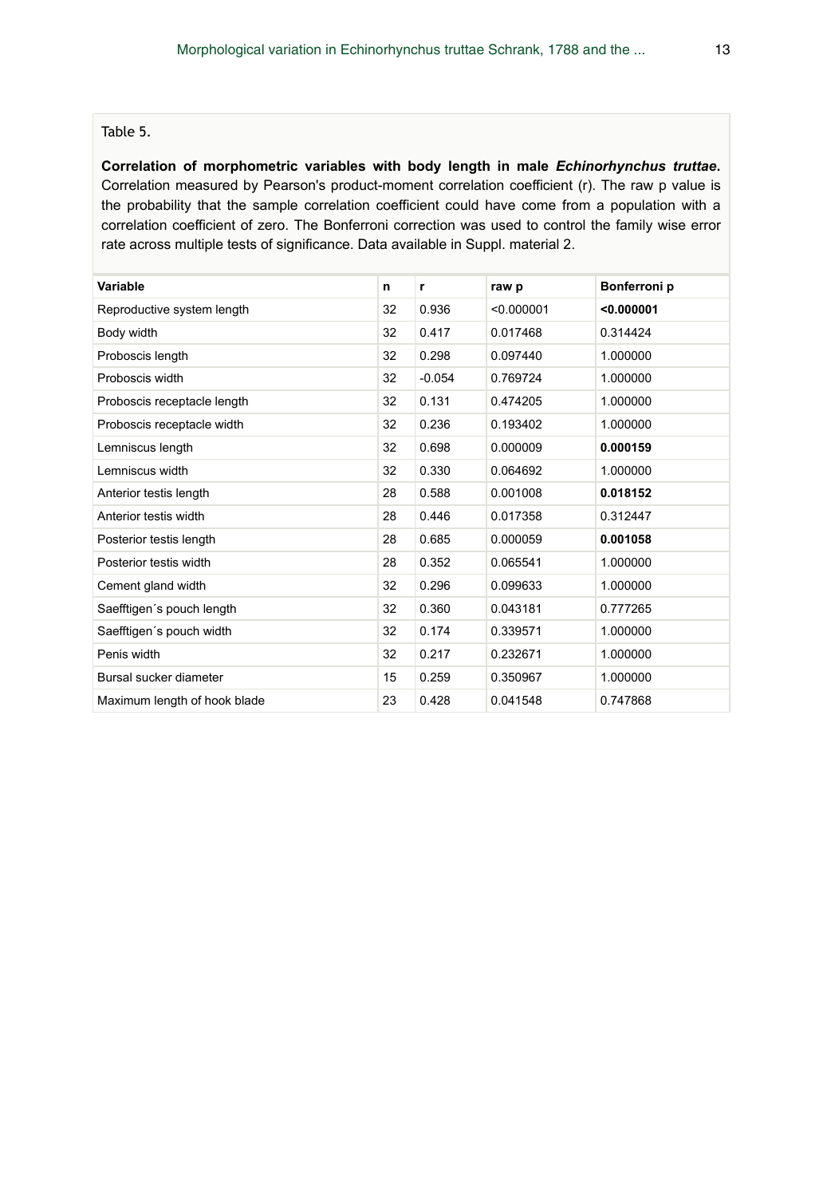Table 5.

**Correlation of morphometric variables with body length in male *Echinorhynchus truttae*.** Correlation measured by Pearson's product-moment correlation coefficient (r). The raw p value is the probability that the sample correlation coefficient could have come from a population with a correlation coefficient of zero. The Bonferroni correction was used to control the family wise error rate across multiple tests of significance. Data available in Suppl. material 2.

| Variable | n | r | raw p | Bonferroni p |
|---|---|---|---|---|
| Reproductive system length | 32 | 0.936 | <0.000001 | **<0.000001** |
| Body width | 32 | 0.417 | 0.017468 | 0.314424 |
| Proboscis length | 32 | 0.298 | 0.097440 | 1.000000 |
| Proboscis width | 32 | -0.054 | 0.769724 | 1.000000 |
| Proboscis receptacle length | 32 | 0.131 | 0.474205 | 1.000000 |
| Proboscis receptacle width | 32 | 0.236 | 0.193402 | 1.000000 |
| Lemniscus length | 32 | 0.698 | 0.000009 | **0.000159** |
| Lemniscus width | 32 | 0.330 | 0.064692 | 1.000000 |
| Anterior testis length | 28 | 0.588 | 0.001008 | **0.018152** |
| Anterior testis width | 28 | 0.446 | 0.017358 | 0.312447 |
| Posterior testis length | 28 | 0.685 | 0.000059 | **0.001058** |
| Posterior testis width | 28 | 0.352 | 0.065541 | 1.000000 |
| Cement gland width | 32 | 0.296 | 0.099633 | 1.000000 |
| Saefftigen´s pouch length | 32 | 0.360 | 0.043181 | 0.777265 |
| Saefftigen´s pouch width | 32 | 0.174 | 0.339571 | 1.000000 |
| Penis width | 32 | 0.217 | 0.232671 | 1.000000 |
| Bursal sucker diameter | 15 | 0.259 | 0.350967 | 1.000000 |
| Maximum length of hook blade | 23 | 0.428 | 0.041548 | 0.747868 |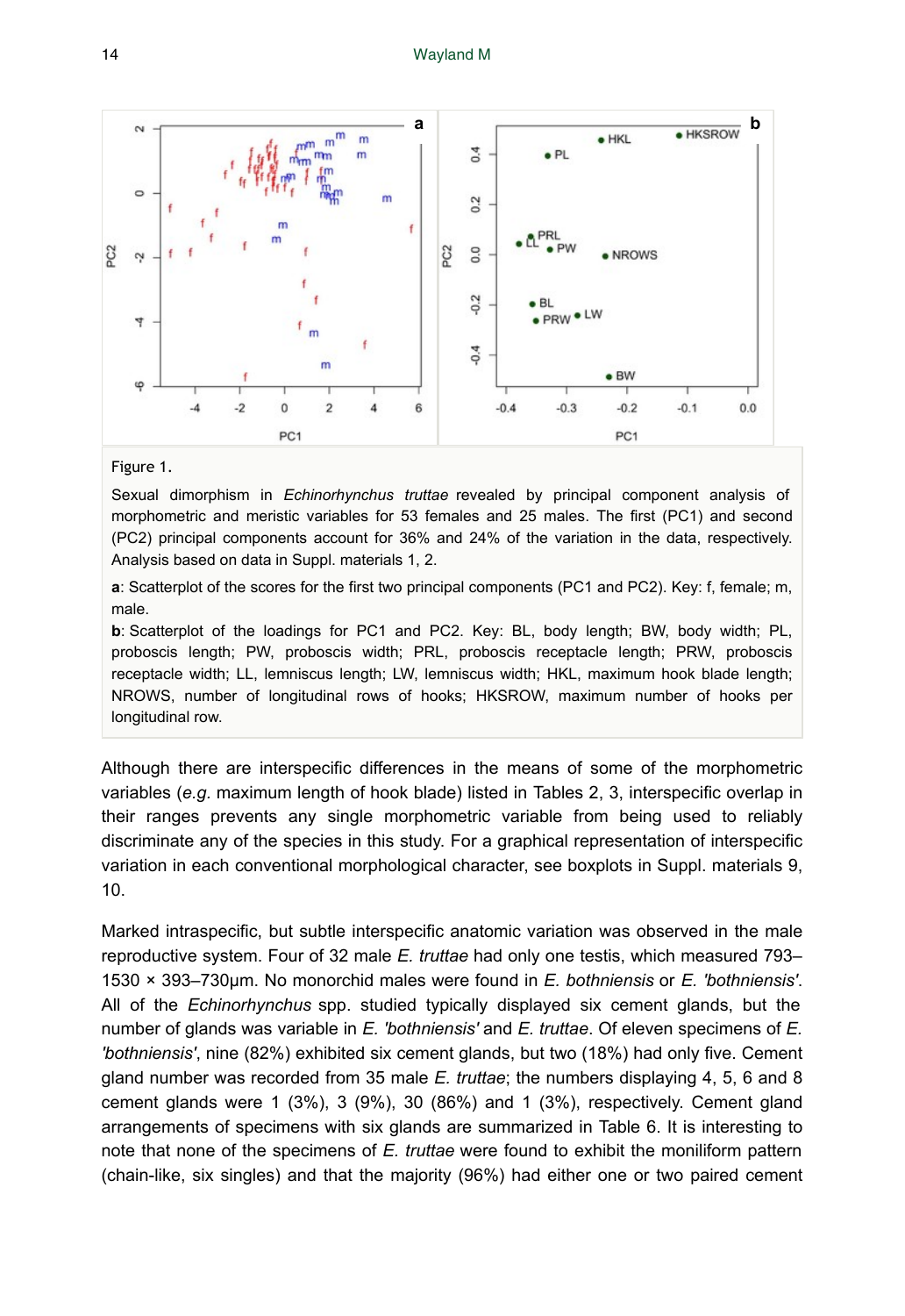Figure 1.

Sexual dimorphism in *Echinorhynchus truttae* revealed by principal component analysis of morphometric and meristic variables for 53 females and 25 males. The first (PC1) and second (PC2) principal components account for 36% and 24% of the variation in the data, respectively. Analysis based on data in Suppl. materials 1, 2.

**a**: Scatterplot of the scores for the first two principal components (PC1 and PC2). Key: f, female; m, male.

**b**: Scatterplot of the loadings for PC1 and PC2. Key: BL, body length; BW, body width; PL, proboscis length; PW, proboscis width; PRL, proboscis receptacle length; PRW, proboscis receptacle width; LL, lemniscus length; LW, lemniscus width; HKL, maximum hook blade length; NROWS, number of longitudinal rows of hooks; HKSROW, maximum number of hooks per longitudinal row.

Although there are interspecific differences in the means of some of the morphometric variables (*e.g.* maximum length of hook blade) listed in Tables 2, 3, interspecific overlap in their ranges prevents any single morphometric variable from being used to reliably discriminate any of the species in this study. For a graphical representation of interspecific variation in each conventional morphological character, see boxplots in Suppl. materials 9, 10.

Marked intraspecific, but subtle interspecific anatomic variation was observed in the male reproductive system. Four of 32 male *E. truttae* had only one testis, which measured 793–1530 × 393–730µm. No monorchid males were found in *E. bothniensis* or *E. 'bothniensis'*. All of the *Echinorhynchus* spp. studied typically displayed six cement glands, but the number of glands was variable in *E. 'bothniensis'* and *E. truttae*. Of eleven specimens of *E. 'bothniensis'*, nine (82%) exhibited six cement glands, but two (18%) had only five. Cement gland number was recorded from 35 male *E. truttae*; the numbers displaying 4, 5, 6 and 8 cement glands were 1 (3%), 3 (9%), 30 (86%) and 1 (3%), respectively. Cement gland arrangements of specimens with six glands are summarized in Table 6. It is interesting to note that none of the specimens of *E. truttae* were found to exhibit the moniliform pattern (chain-like, six singles) and that the majority (96%) had either one or two paired cement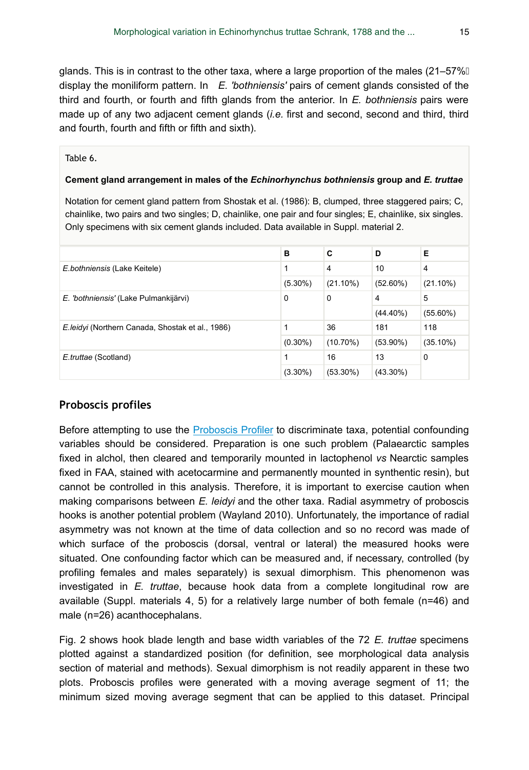glands. This is in contrast to the other taxa, where a large proportion of the males (21–57%) display the moniliform pattern. In *E. 'bothniensis'* pairs of cement glands consisted of the third and fourth, or fourth and fifth glands from the anterior. In *E. bothniensis* pairs were made up of any two adjacent cement glands (*i.e.* first and second, second and third, third and fourth, fourth and fifth or fifth and sixth).

Table 6.

**Cement gland arrangement in males of the *Echinorhynchus bothniensis* group and *E. truttae***

Notation for cement gland pattern from Shostak et al. (1986): B, clumped, three staggered pairs; C, chainlike, two pairs and two singles; D, chainlike, one pair and four singles; E, chainlike, six singles. Only specimens with six cement glands included. Data available in Suppl. material 2.

| | B | C | D | E |
|---|---|---|---|---|
| *E.bothniensis* (Lake Keitele) | 1 | 4 | 10 | 4 |
| | (5.30%) | (21.10%) | (52.60%) | (21.10%) |
| *E. 'bothniensis'* (Lake Pulmankijärvi) | 0 | 0 | 4 | 5 |
| | | | (44.40%) | (55.60%) |
| *E.leidyi* (Northern Canada, Shostak et al., 1986) | 1 | 36 | 181 | 118 |
| | (0.30%) | (10.70%) | (53.90%) | (35.10%) |
| *E.truttae* (Scotland) | 1 | 16 | 13 | 0 |
| | (3.30%) | (53.30%) | (43.30%) | |

## Proboscis profiles

Before attempting to use the Proboscis Profiler to discriminate taxa, potential confounding variables should be considered. Preparation is one such problem (Palaearctic samples fixed in alchol, then cleared and temporarily mounted in lactophenol *vs* Nearctic samples fixed in FAA, stained with acetocarmine and permanently mounted in synthetic resin), but cannot be controlled in this analysis. Therefore, it is important to exercise caution when making comparisons between *E. leidyi* and the other taxa. Radial asymmetry of proboscis hooks is another potential problem (Wayland 2010). Unfortunately, the importance of radial asymmetry was not known at the time of data collection and so no record was made of which surface of the proboscis (dorsal, ventral or lateral) the measured hooks were situated. One confounding factor which can be measured and, if necessary, controlled (by profiling females and males separately) is sexual dimorphism. This phenomenon was investigated in *E. truttae*, because hook data from a complete longitudinal row are available (Suppl. materials 4, 5) for a relatively large number of both female (n=46) and male (n=26) acanthocephalans.

Fig. 2 shows hook blade length and base width variables of the 72 *E. truttae* specimens plotted against a standardized position (for definition, see morphological data analysis section of material and methods). Sexual dimorphism is not readily apparent in these two plots. Proboscis profiles were generated with a moving average segment of 11; the minimum sized moving average segment that can be applied to this dataset. Principal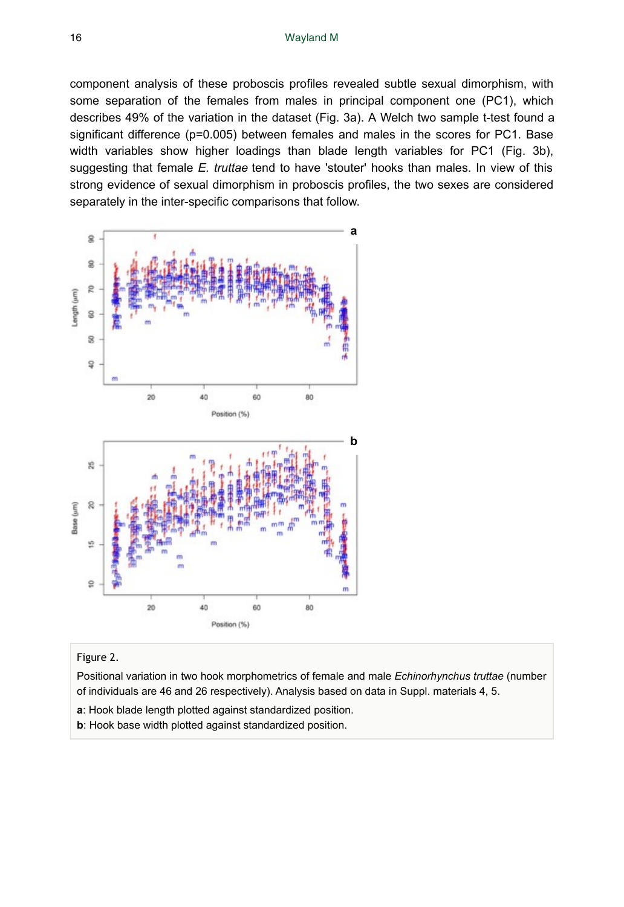component analysis of these proboscis profiles revealed subtle sexual dimorphism, with some separation of the females from males in principal component one (PC1), which describes 49% of the variation in the dataset (Fig. 3a). A Welch two sample t-test found a significant difference (p=0.005) between females and males in the scores for PC1. Base width variables show higher loadings than blade length variables for PC1 (Fig. 3b), suggesting that female *E. truttae* tend to have 'stouter' hooks than males. In view of this strong evidence of sexual dimorphism in proboscis profiles, the two sexes are considered separately in the inter-specific comparisons that follow.

Figure 2.

Positional variation in two hook morphometrics of female and male *Echinorhynchus truttae* (number of individuals are 46 and 26 respectively). Analysis based on data in Suppl. materials 4, 5.

**a**: Hook blade length plotted against standardized position.

**b**: Hook base width plotted against standardized position.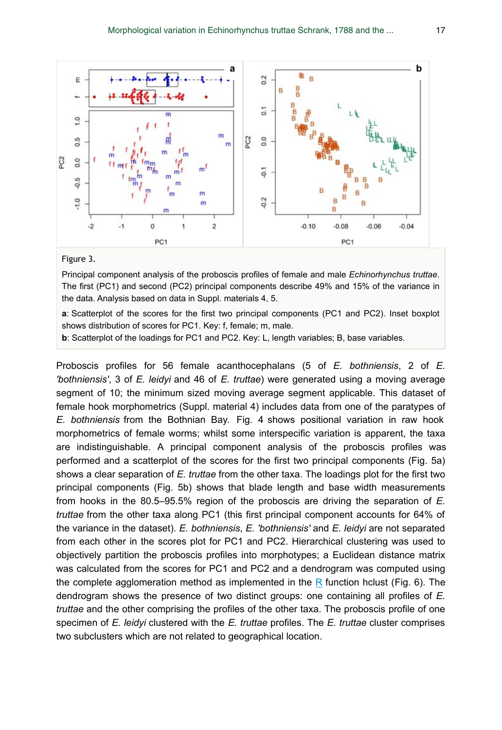Figure 3.

Principal component analysis of the proboscis profiles of female and male *Echinorhynchus truttae*. The first (PC1) and second (PC2) principal components describe 49% and 15% of the variance in the data. Analysis based on data in Suppl. materials 4, 5.

**a**: Scatterplot of the scores for the first two principal components (PC1 and PC2). Inset boxplot shows distribution of scores for PC1. Key: f, female; m, male.

**b**: Scatterplot of the loadings for PC1 and PC2. Key: L, length variables; B, base variables.

Proboscis profiles for 56 female acanthocephalans (5 of *E. bothniensis*, 2 of *E. 'bothniensis'*, 3 of *E. leidyi* and 46 of *E. truttae*) were generated using a moving average segment of 10; the minimum sized moving average segment applicable. This dataset of female hook morphometrics (Suppl. material 4) includes data from one of the paratypes of *E. bothniensis* from the Bothnian Bay. Fig. 4 shows positional variation in raw hook morphometrics of female worms; whilst some interspecific variation is apparent, the taxa are indistinguishable. A principal component analysis of the proboscis profiles was performed and a scatterplot of the scores for the first two principal components (Fig. 5a) shows a clear separation of *E. truttae* from the other taxa. The loadings plot for the first two principal components (Fig. 5b) shows that blade length and base width measurements from hooks in the 80.5–95.5% region of the proboscis are driving the separation of *E. truttae* from the other taxa along PC1 (this first principal component accounts for 64% of the variance in the dataset). *E. bothniensis*, *E. 'bothniensis'* and *E. leidyi* are not separated from each other in the scores plot for PC1 and PC2. Hierarchical clustering was used to objectively partition the proboscis profiles into morphotypes; a Euclidean distance matrix was calculated from the scores for PC1 and PC2 and a dendrogram was computed using the complete agglomeration method as implemented in the R function hclust (Fig. 6). The dendrogram shows the presence of two distinct groups: one containing all profiles of *E. truttae* and the other comprising the profiles of the other taxa. The proboscis profile of one specimen of *E. leidyi* clustered with the *E. truttae* profiles. The *E. truttae* cluster comprises two subclusters which are not related to geographical location.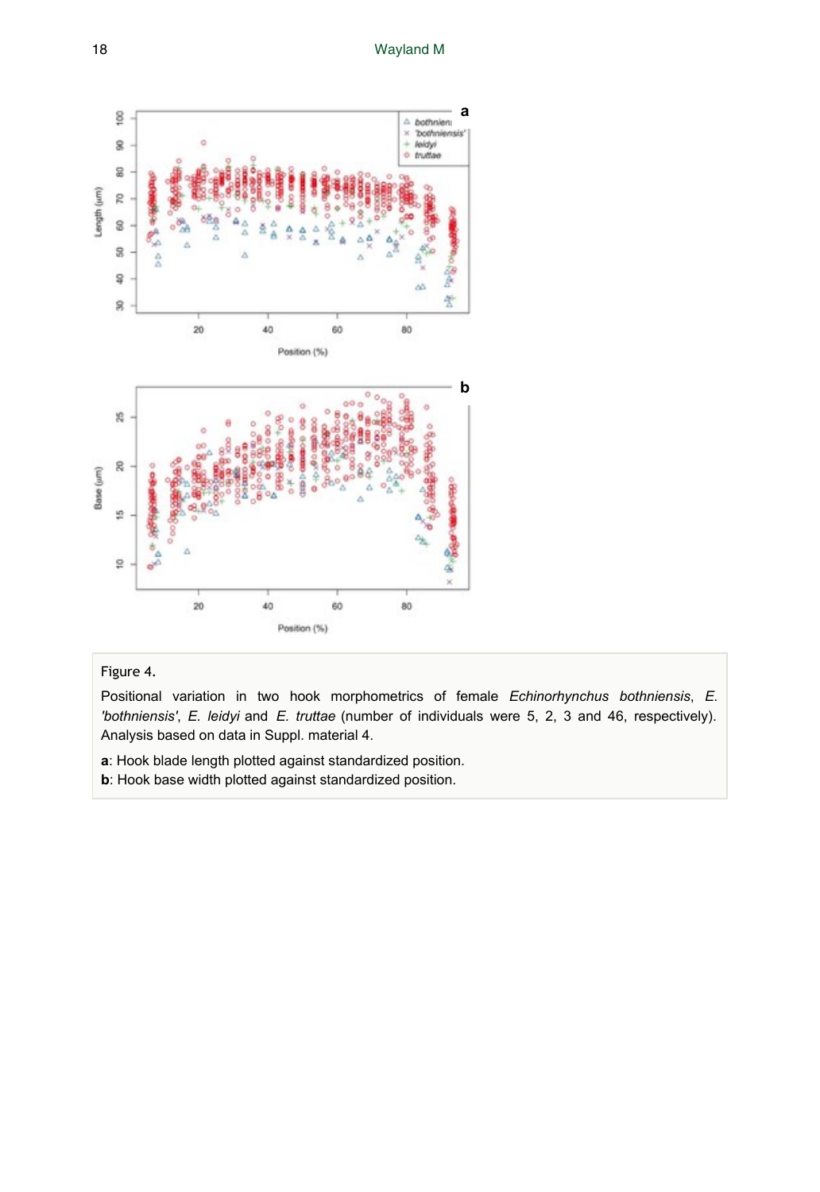Figure 4.

Positional variation in two hook morphometrics of female *Echinorhynchus bothniensis*, *E. 'bothniensis'*, *E. leidyi* and *E. truttae* (number of individuals were 5, 2, 3 and 46, respectively). Analysis based on data in Suppl. material 4.

**a**: Hook blade length plotted against standardized position.

**b**: Hook base width plotted against standardized position.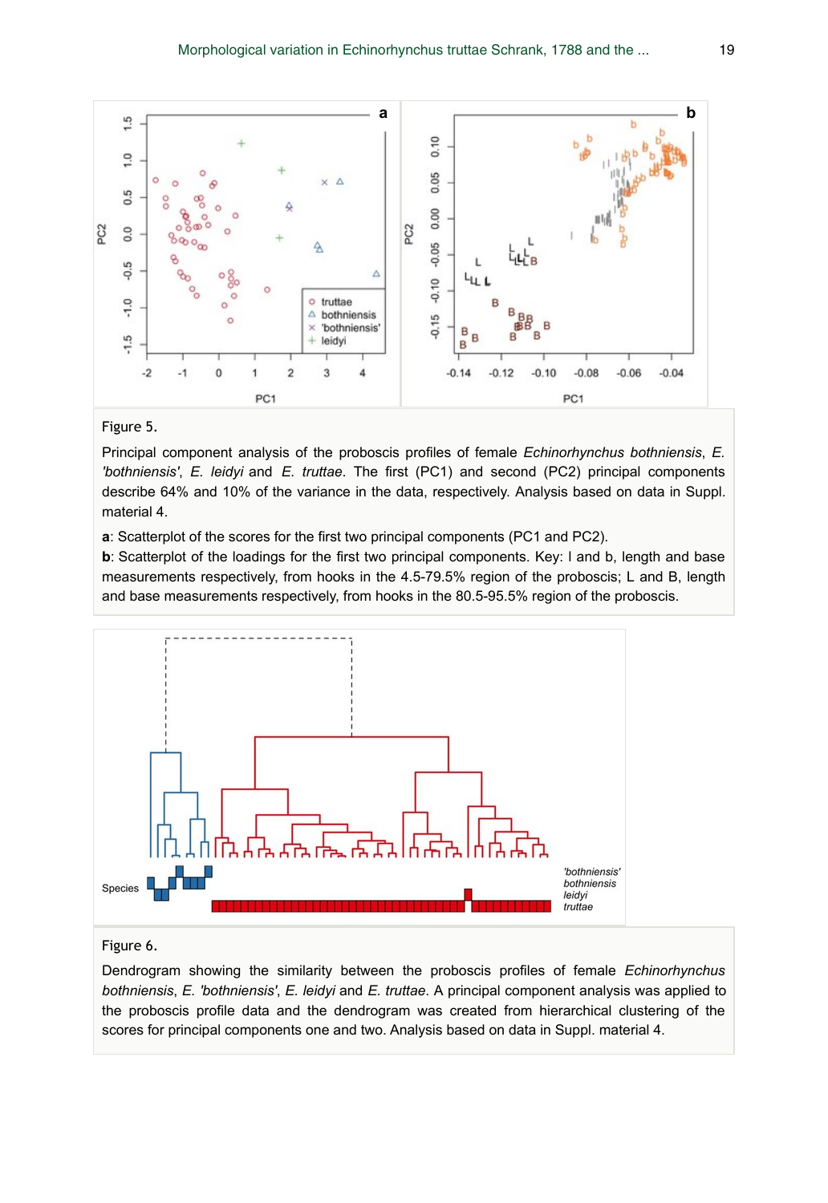Figure 5.

Principal component analysis of the proboscis profiles of female *Echinorhynchus bothniensis*, *E. 'bothniensis'*, *E. leidyi* and *E. truttae*. The first (PC1) and second (PC2) principal components describe 64% and 10% of the variance in the data, respectively. Analysis based on data in Suppl. material 4.

**a**: Scatterplot of the scores for the first two principal components (PC1 and PC2).

**b**: Scatterplot of the loadings for the first two principal components. Key: l and b, length and base measurements respectively, from hooks in the 4.5-79.5% region of the proboscis; L and B, length and base measurements respectively, from hooks in the 80.5-95.5% region of the proboscis.

Figure 6.

Dendrogram showing the similarity between the proboscis profiles of female *Echinorhynchus bothniensis*, *E. 'bothniensis'*, *E. leidyi* and *E. truttae*. A principal component analysis was applied to the proboscis profile data and the dendrogram was created from hierarchical clustering of the scores for principal components one and two. Analysis based on data in Suppl. material 4.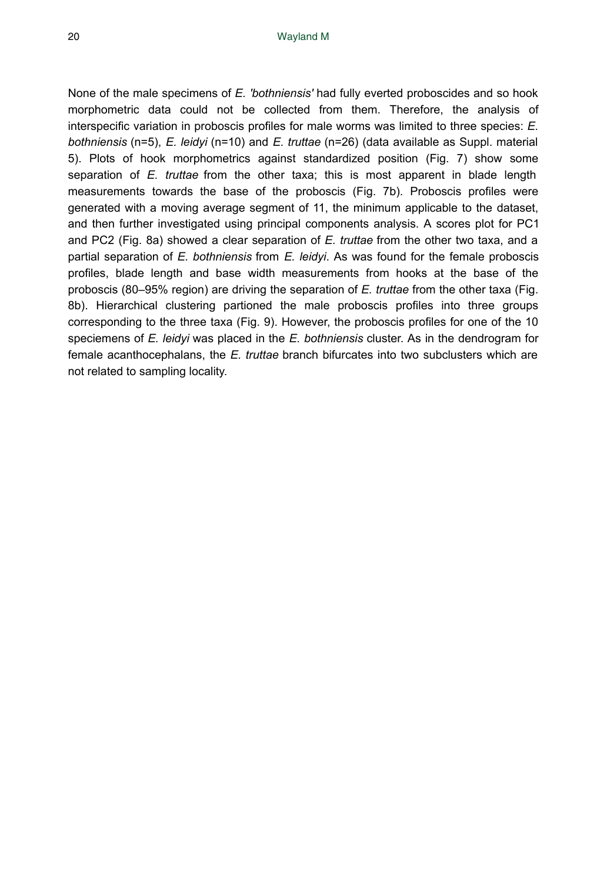None of the male specimens of *E. 'bothniensis'* had fully everted proboscides and so hook morphometric data could not be collected from them. Therefore, the analysis of interspecific variation in proboscis profiles for male worms was limited to three species: *E. bothniensis* (n=5), *E. leidyi* (n=10) and *E. truttae* (n=26) (data available as Suppl. material 5). Plots of hook morphometrics against standardized position (Fig. 7) show some separation of *E. truttae* from the other taxa; this is most apparent in blade length measurements towards the base of the proboscis (Fig. 7b). Proboscis profiles were generated with a moving average segment of 11, the minimum applicable to the dataset, and then further investigated using principal components analysis. A scores plot for PC1 and PC2 (Fig. 8a) showed a clear separation of *E. truttae* from the other two taxa, and a partial separation of *E. bothniensis* from *E. leidyi*. As was found for the female proboscis profiles, blade length and base width measurements from hooks at the base of the proboscis (80–95% region) are driving the separation of *E. truttae* from the other taxa (Fig. 8b). Hierarchical clustering partioned the male proboscis profiles into three groups corresponding to the three taxa (Fig. 9). However, the proboscis profiles for one of the 10 speciemens of *E. leidyi* was placed in the *E. bothniensis* cluster. As in the dendrogram for female acanthocephalans, the *E. truttae* branch bifurcates into two subclusters which are not related to sampling locality.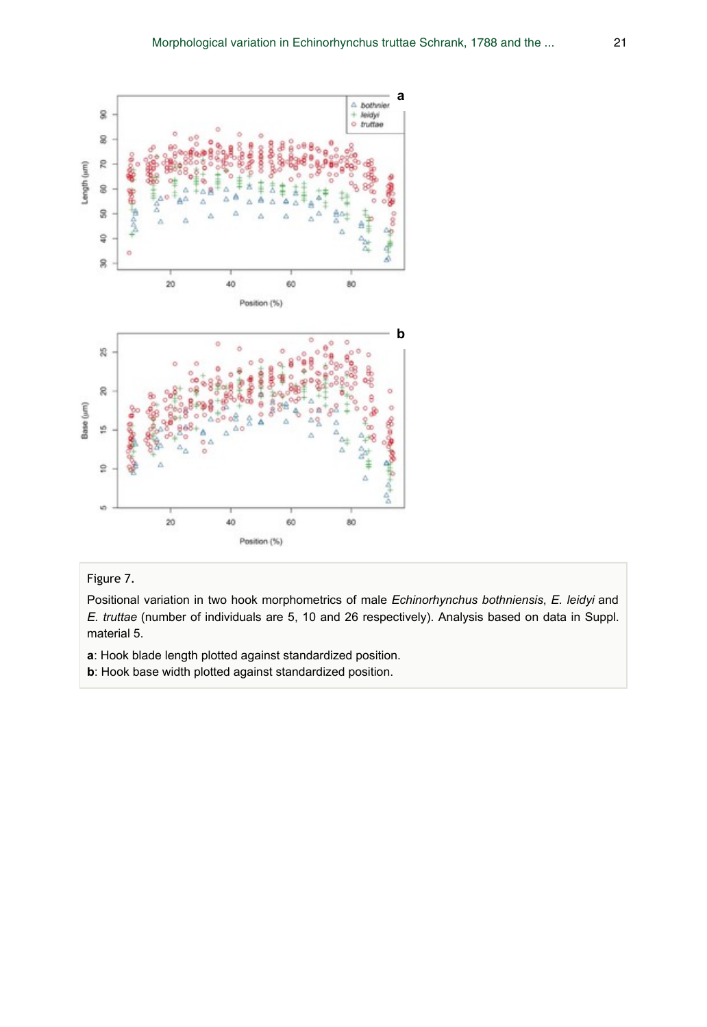Figure 7.

Positional variation in two hook morphometrics of male *Echinorhynchus bothniensis*, *E. leidyi* and *E. truttae* (number of individuals are 5, 10 and 26 respectively). Analysis based on data in Suppl. material 5.

**a**: Hook blade length plotted against standardized position.

**b**: Hook base width plotted against standardized position.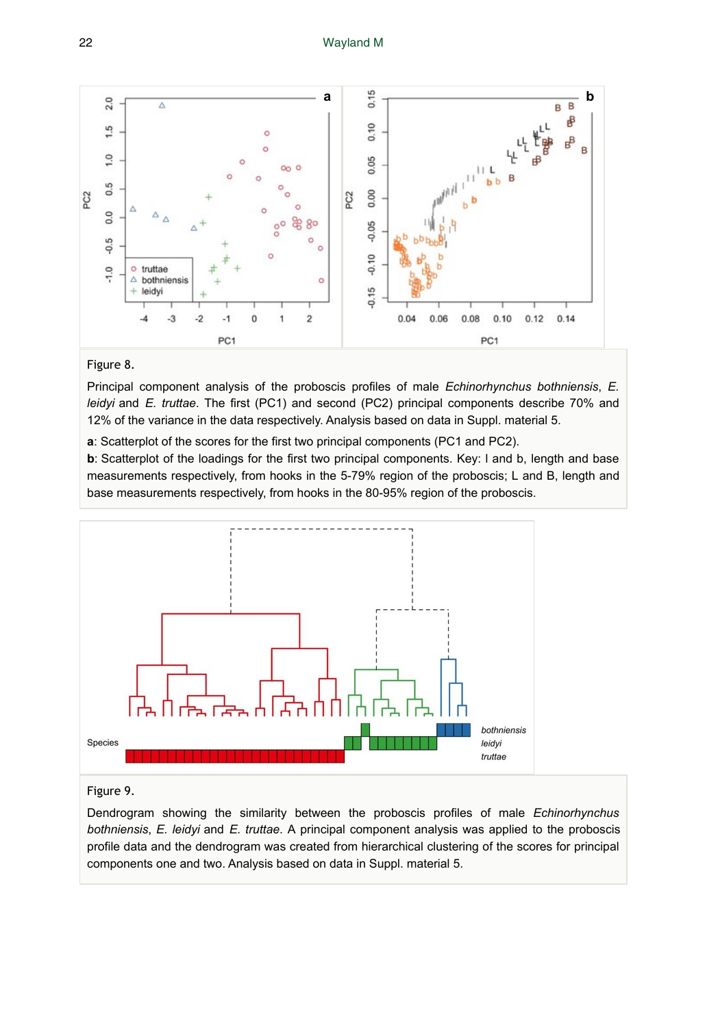Figure 8.

Principal component analysis of the proboscis profiles of male *Echinorhynchus bothniensis*, *E. leidyi* and *E. truttae*. The first (PC1) and second (PC2) principal components describe 70% and 12% of the variance in the data respectively. Analysis based on data in Suppl. material 5.

**a**: Scatterplot of the scores for the first two principal components (PC1 and PC2).

**b**: Scatterplot of the loadings for the first two principal components. Key: l and b, length and base measurements respectively, from hooks in the 5-79% region of the proboscis; L and B, length and base measurements respectively, from hooks in the 80-95% region of the proboscis.

Figure 9.

Dendrogram showing the similarity between the proboscis profiles of male *Echinorhynchus bothniensis*, *E. leidyi* and *E. truttae*. A principal component analysis was applied to the proboscis profile data and the dendrogram was created from hierarchical clustering of the scores for principal components one and two. Analysis based on data in Suppl. material 5.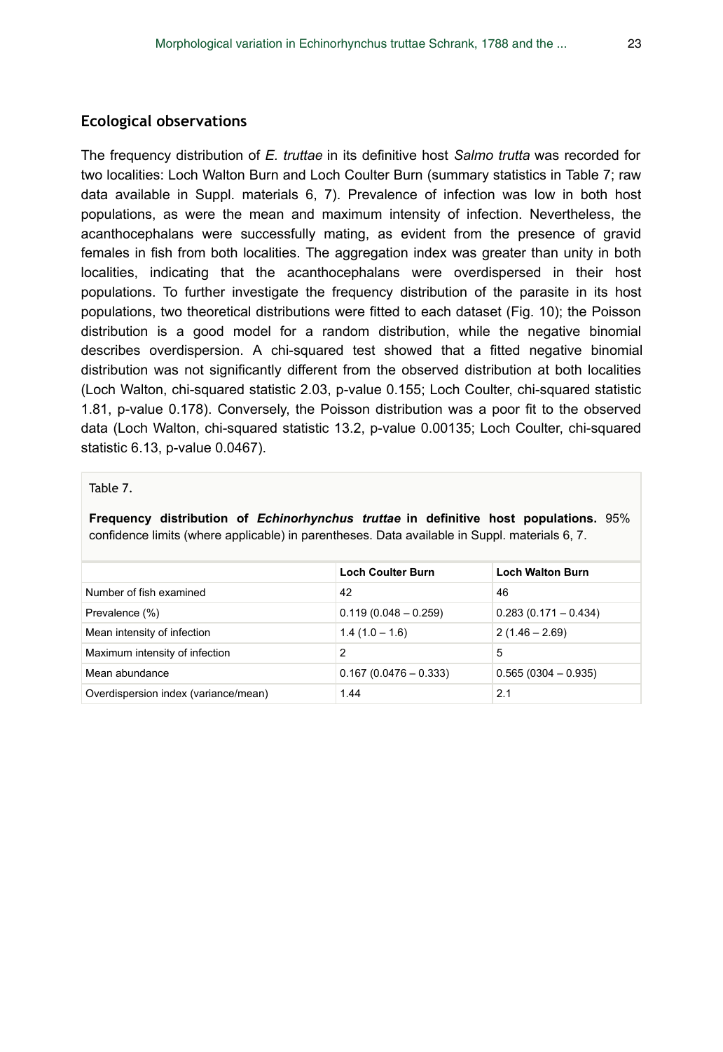## Ecological observations

The frequency distribution of *E. truttae* in its definitive host *Salmo trutta* was recorded for two localities: Loch Walton Burn and Loch Coulter Burn (summary statistics in Table 7; raw data available in Suppl. materials 6, 7). Prevalence of infection was low in both host populations, as were the mean and maximum intensity of infection. Nevertheless, the acanthocephalans were successfully mating, as evident from the presence of gravid females in fish from both localities. The aggregation index was greater than unity in both localities, indicating that the acanthocephalans were overdispersed in their host populations. To further investigate the frequency distribution of the parasite in its host populations, two theoretical distributions were fitted to each dataset (Fig. 10); the Poisson distribution is a good model for a random distribution, while the negative binomial describes overdispersion. A chi-squared test showed that a fitted negative binomial distribution was not significantly different from the observed distribution at both localities (Loch Walton, chi-squared statistic 2.03, p-value 0.155; Loch Coulter, chi-squared statistic 1.81, p-value 0.178). Conversely, the Poisson distribution was a poor fit to the observed data (Loch Walton, chi-squared statistic 13.2, p-value 0.00135; Loch Coulter, chi-squared statistic 6.13, p-value 0.0467).

Table 7.

**Frequency distribution of *Echinorhynchus truttae* in definitive host populations.** 95% confidence limits (where applicable) in parentheses. Data available in Suppl. materials 6, 7.

| | Loch Coulter Burn | Loch Walton Burn |
|---|---|---|
| Number of fish examined | 42 | 46 |
| Prevalence (%) | 0.119 (0.048 – 0.259) | 0.283 (0.171 – 0.434) |
| Mean intensity of infection | 1.4 (1.0 – 1.6) | 2 (1.46 – 2.69) |
| Maximum intensity of infection | 2 | 5 |
| Mean abundance | 0.167 (0.0476 – 0.333) | 0.565 (0304 – 0.935) |
| Overdispersion index (variance/mean) | 1.44 | 2.1 |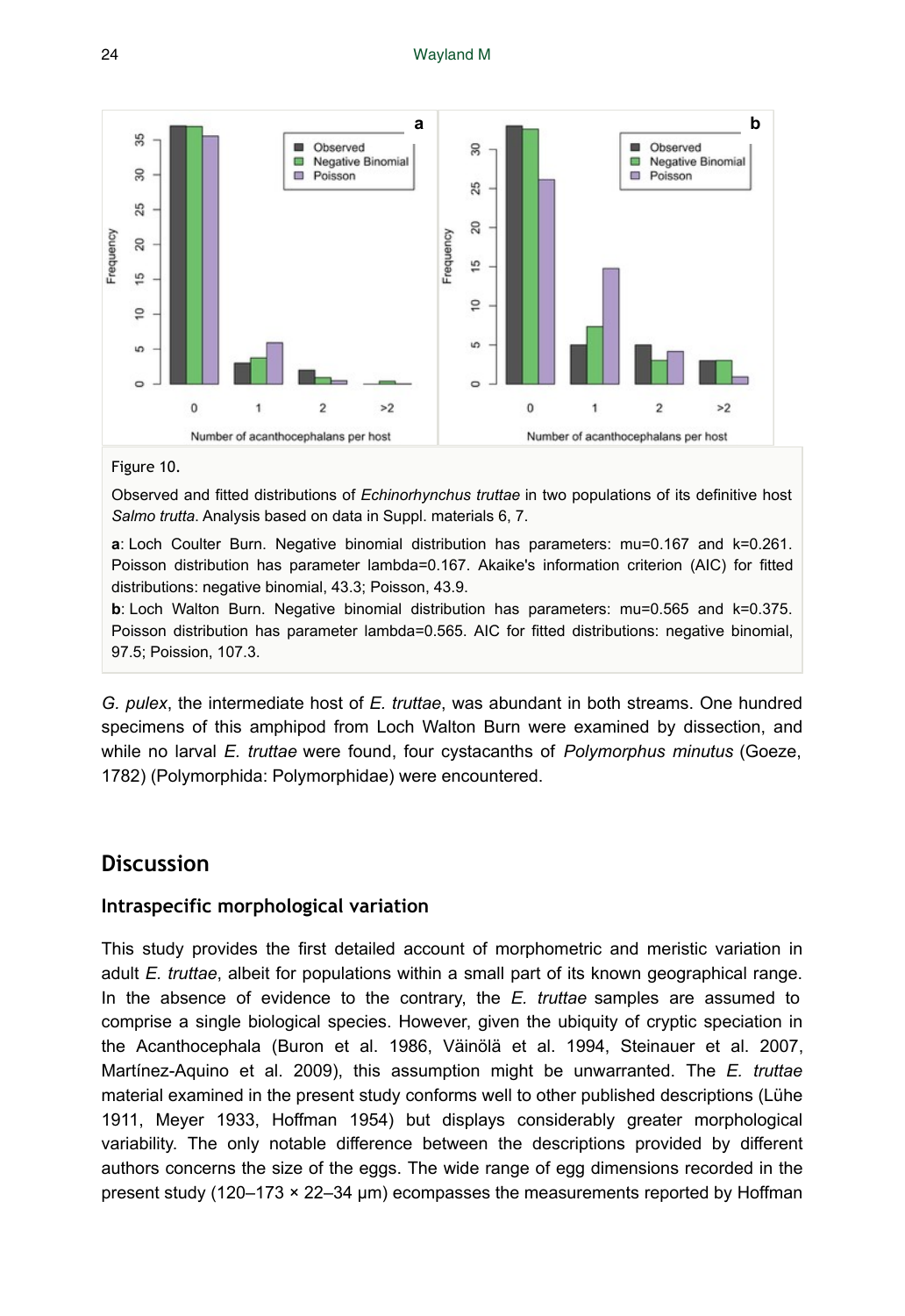Figure 10.

Observed and fitted distributions of *Echinorhynchus truttae* in two populations of its definitive host *Salmo trutta*. Analysis based on data in Suppl. materials 6, 7.

**a**: Loch Coulter Burn. Negative binomial distribution has parameters: mu=0.167 and k=0.261. Poisson distribution has parameter lambda=0.167. Akaike's information criterion (AIC) for fitted distributions: negative binomial, 43.3; Poisson, 43.9.

**b**: Loch Walton Burn. Negative binomial distribution has parameters: mu=0.565 and k=0.375. Poisson distribution has parameter lambda=0.565. AIC for fitted distributions: negative binomial, 97.5; Poission, 107.3.

*G. pulex*, the intermediate host of *E. truttae*, was abundant in both streams. One hundred specimens of this amphipod from Loch Walton Burn were examined by dissection, and while no larval *E. truttae* were found, four cystacanths of *Polymorphus minutus* (Goeze, 1782) (Polymorphida: Polymorphidae) were encountered.

## Discussion

### Intraspecific morphological variation

This study provides the first detailed account of morphometric and meristic variation in adult *E. truttae*, albeit for populations within a small part of its known geographical range. In the absence of evidence to the contrary, the *E. truttae* samples are assumed to comprise a single biological species. However, given the ubiquity of cryptic speciation in the Acanthocephala (Buron et al. 1986, Väinölä et al. 1994, Steinauer et al. 2007, Martínez-Aquino et al. 2009), this assumption might be unwarranted. The *E. truttae* material examined in the present study conforms well to other published descriptions (Lühe 1911, Meyer 1933, Hoffman 1954) but displays considerably greater morphological variability. The only notable difference between the descriptions provided by different authors concerns the size of the eggs. The wide range of egg dimensions recorded in the present study (120–173 × 22–34 µm) ecompasses the measurements reported by Hoffman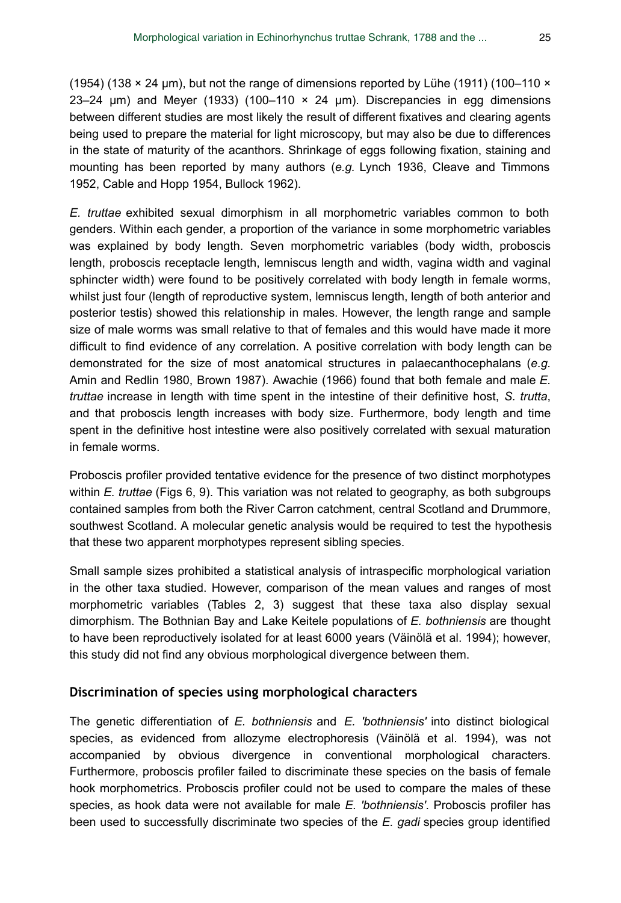(1954) (138 × 24 μm), but not the range of dimensions reported by Lühe (1911) (100–110 × 23–24 μm) and Meyer (1933) (100–110 × 24 μm). Discrepancies in egg dimensions between different studies are most likely the result of different fixatives and clearing agents being used to prepare the material for light microscopy, but may also be due to differences in the state of maturity of the acanthors. Shrinkage of eggs following fixation, staining and mounting has been reported by many authors (*e.g.* Lynch 1936, Cleave and Timmons 1952, Cable and Hopp 1954, Bullock 1962).

*E. truttae* exhibited sexual dimorphism in all morphometric variables common to both genders. Within each gender, a proportion of the variance in some morphometric variables was explained by body length. Seven morphometric variables (body width, proboscis length, proboscis receptacle length, lemniscus length and width, vagina width and vaginal sphincter width) were found to be positively correlated with body length in female worms, whilst just four (length of reproductive system, lemniscus length, length of both anterior and posterior testis) showed this relationship in males. However, the length range and sample size of male worms was small relative to that of females and this would have made it more difficult to find evidence of any correlation. A positive correlation with body length can be demonstrated for the size of most anatomical structures in palaecanthocephalans (*e.g.* Amin and Redlin 1980, Brown 1987). Awachie (1966) found that both female and male *E. truttae* increase in length with time spent in the intestine of their definitive host, *S. trutta*, and that proboscis length increases with body size. Furthermore, body length and time spent in the definitive host intestine were also positively correlated with sexual maturation in female worms.

Proboscis profiler provided tentative evidence for the presence of two distinct morphotypes within *E. truttae* (Figs 6, 9). This variation was not related to geography, as both subgroups contained samples from both the River Carron catchment, central Scotland and Drummore, southwest Scotland. A molecular genetic analysis would be required to test the hypothesis that these two apparent morphotypes represent sibling species.

Small sample sizes prohibited a statistical analysis of intraspecific morphological variation in the other taxa studied. However, comparison of the mean values and ranges of most morphometric variables (Tables 2, 3) suggest that these taxa also display sexual dimorphism. The Bothnian Bay and Lake Keitele populations of *E. bothniensis* are thought to have been reproductively isolated for at least 6000 years (Väinölä et al. 1994); however, this study did not find any obvious morphological divergence between them.

## Discrimination of species using morphological characters

The genetic differentiation of *E. bothniensis* and *E. 'bothniensis'* into distinct biological species, as evidenced from allozyme electrophoresis (Väinölä et al. 1994), was not accompanied by obvious divergence in conventional morphological characters. Furthermore, proboscis profiler failed to discriminate these species on the basis of female hook morphometrics. Proboscis profiler could not be used to compare the males of these species, as hook data were not available for male *E. 'bothniensis'*. Proboscis profiler has been used to successfully discriminate two species of the *E. gadi* species group identified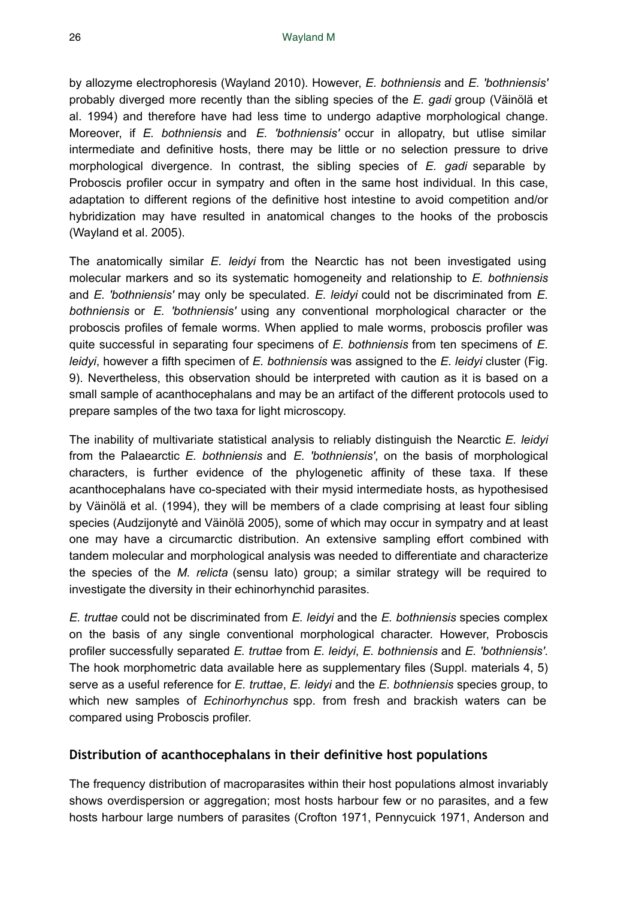by allozyme electrophoresis (Wayland 2010). However, *E. bothniensis* and *E. 'bothniensis'* probably diverged more recently than the sibling species of the *E. gadi* group (Väinölä et al. 1994) and therefore have had less time to undergo adaptive morphological change. Moreover, if *E. bothniensis* and *E. 'bothniensis'* occur in allopatry, but utlise similar intermediate and definitive hosts, there may be little or no selection pressure to drive morphological divergence. In contrast, the sibling species of *E. gadi* separable by Proboscis profiler occur in sympatry and often in the same host individual. In this case, adaptation to different regions of the definitive host intestine to avoid competition and/or hybridization may have resulted in anatomical changes to the hooks of the proboscis (Wayland et al. 2005).

The anatomically similar *E. leidyi* from the Nearctic has not been investigated using molecular markers and so its systematic homogeneity and relationship to *E. bothniensis* and *E. 'bothniensis'* may only be speculated. *E. leidyi* could not be discriminated from *E. bothniensis* or *E. 'bothniensis'* using any conventional morphological character or the proboscis profiles of female worms. When applied to male worms, proboscis profiler was quite successful in separating four specimens of *E. bothniensis* from ten specimens of *E. leidyi*, however a fifth specimen of *E. bothniensis* was assigned to the *E. leidyi* cluster (Fig. 9). Nevertheless, this observation should be interpreted with caution as it is based on a small sample of acanthocephalans and may be an artifact of the different protocols used to prepare samples of the two taxa for light microscopy.

The inability of multivariate statistical analysis to reliably distinguish the Nearctic *E. leidyi* from the Palaearctic *E. bothniensis* and *E. 'bothniensis'*, on the basis of morphological characters, is further evidence of the phylogenetic affinity of these taxa. If these acanthocephalans have co-speciated with their mysid intermediate hosts, as hypothesised by Väinölä et al. (1994), they will be members of a clade comprising at least four sibling species (Audzijonytė and Väinölä 2005), some of which may occur in sympatry and at least one may have a circumarctic distribution. An extensive sampling effort combined with tandem molecular and morphological analysis was needed to differentiate and characterize the species of the *M. relicta* (sensu lato) group; a similar strategy will be required to investigate the diversity in their echinorhynchid parasites.

*E. truttae* could not be discriminated from *E. leidyi* and the *E. bothniensis* species complex on the basis of any single conventional morphological character. However, Proboscis profiler successfully separated *E. truttae* from *E. leidyi*, *E. bothniensis* and *E. 'bothniensis'*. The hook morphometric data available here as supplementary files (Suppl. materials 4, 5) serve as a useful reference for *E. truttae*, *E. leidyi* and the *E. bothniensis* species group, to which new samples of *Echinorhynchus* spp. from fresh and brackish waters can be compared using Proboscis profiler.

## Distribution of acanthocephalans in their definitive host populations

The frequency distribution of macroparasites within their host populations almost invariably shows overdispersion or aggregation; most hosts harbour few or no parasites, and a few hosts harbour large numbers of parasites (Crofton 1971, Pennycuick 1971, Anderson and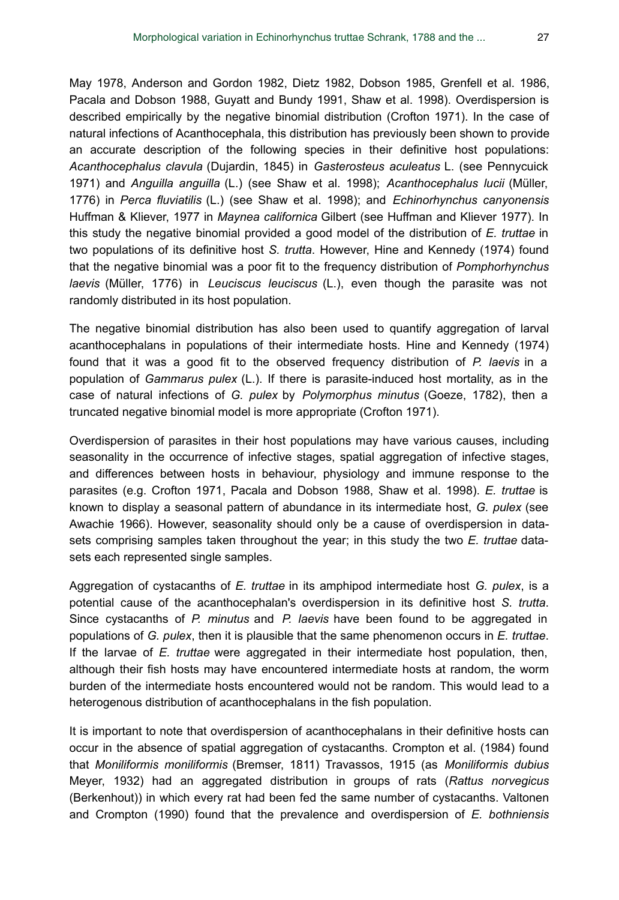May 1978, Anderson and Gordon 1982, Dietz 1982, Dobson 1985, Grenfell et al. 1986, Pacala and Dobson 1988, Guyatt and Bundy 1991, Shaw et al. 1998). Overdispersion is described empirically by the negative binomial distribution (Crofton 1971). In the case of natural infections of Acanthocephala, this distribution has previously been shown to provide an accurate description of the following species in their definitive host populations: *Acanthocephalus clavula* (Dujardin, 1845) in *Gasterosteus aculeatus* L. (see Pennycuick 1971) and *Anguilla anguilla* (L.) (see Shaw et al. 1998); *Acanthocephalus lucii* (Müller, 1776) in *Perca fluviatilis* (L.) (see Shaw et al. 1998); and *Echinorhynchus canyonensis* Huffman & Kliever, 1977 in *Maynea californica* Gilbert (see Huffman and Kliever 1977). In this study the negative binomial provided a good model of the distribution of *E. truttae* in two populations of its definitive host *S. trutta*. However, Hine and Kennedy (1974) found that the negative binomial was a poor fit to the frequency distribution of *Pomphorhynchus laevis* (Müller, 1776) in *Leuciscus leuciscus* (L.), even though the parasite was not randomly distributed in its host population.

The negative binomial distribution has also been used to quantify aggregation of larval acanthocephalans in populations of their intermediate hosts. Hine and Kennedy (1974) found that it was a good fit to the observed frequency distribution of *P. laevis* in a population of *Gammarus pulex* (L.). If there is parasite-induced host mortality, as in the case of natural infections of *G. pulex* by *Polymorphus minutus* (Goeze, 1782), then a truncated negative binomial model is more appropriate (Crofton 1971).

Overdispersion of parasites in their host populations may have various causes, including seasonality in the occurrence of infective stages, spatial aggregation of infective stages, and differences between hosts in behaviour, physiology and immune response to the parasites (e.g. Crofton 1971, Pacala and Dobson 1988, Shaw et al. 1998). *E. truttae* is known to display a seasonal pattern of abundance in its intermediate host, *G. pulex* (see Awachie 1966). However, seasonality should only be a cause of overdispersion in data-sets comprising samples taken throughout the year; in this study the two *E. truttae* data-sets each represented single samples.

Aggregation of cystacanths of *E. truttae* in its amphipod intermediate host *G. pulex*, is a potential cause of the acanthocephalan's overdispersion in its definitive host *S. trutta*. Since cystacanths of *P. minutus* and *P. laevis* have been found to be aggregated in populations of *G. pulex*, then it is plausible that the same phenomenon occurs in *E. truttae*. If the larvae of *E. truttae* were aggregated in their intermediate host population, then, although their fish hosts may have encountered intermediate hosts at random, the worm burden of the intermediate hosts encountered would not be random. This would lead to a heterogenous distribution of acanthocephalans in the fish population.

It is important to note that overdispersion of acanthocephalans in their definitive hosts can occur in the absence of spatial aggregation of cystacanths. Crompton et al. (1984) found that *Moniliformis moniliformis* (Bremser, 1811) Travassos, 1915 (as *Moniliformis dubius* Meyer, 1932) had an aggregated distribution in groups of rats (*Rattus norvegicus* (Berkenhout)) in which every rat had been fed the same number of cystacanths. Valtonen and Crompton (1990) found that the prevalence and overdispersion of *E. bothniensis*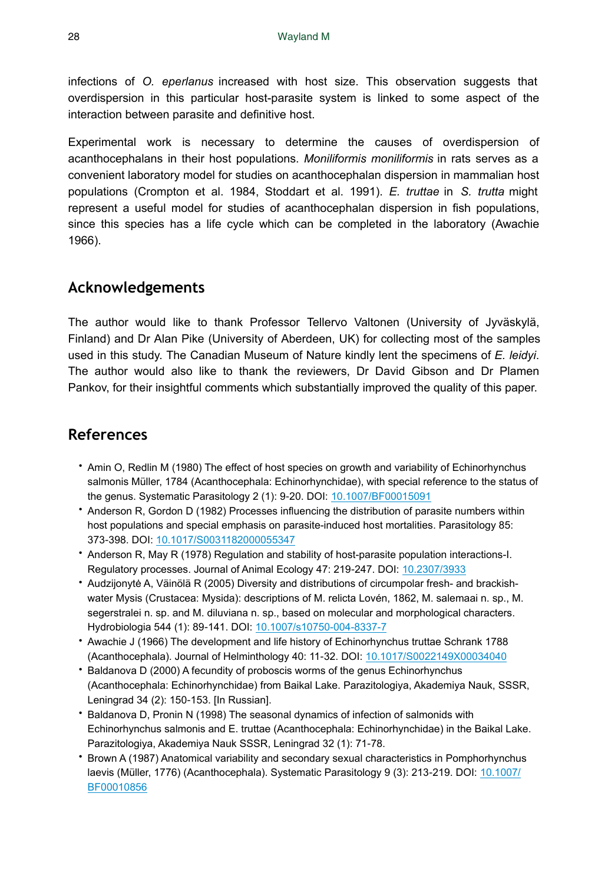infections of *O. eperlanus* increased with host size. This observation suggests that overdispersion in this particular host-parasite system is linked to some aspect of the interaction between parasite and definitive host.

Experimental work is necessary to determine the causes of overdispersion of acanthocephalans in their host populations. *Moniliformis moniliformis* in rats serves as a convenient laboratory model for studies on acanthocephalan dispersion in mammalian host populations (Crompton et al. 1984, Stoddart et al. 1991). *E. truttae* in *S. trutta* might represent a useful model for studies of acanthocephalan dispersion in fish populations, since this species has a life cycle which can be completed in the laboratory (Awachie 1966).

## Acknowledgements

The author would like to thank Professor Tellervo Valtonen (University of Jyväskylä, Finland) and Dr Alan Pike (University of Aberdeen, UK) for collecting most of the samples used in this study. The Canadian Museum of Nature kindly lent the specimens of *E. leidyi*. The author would also like to thank the reviewers, Dr David Gibson and Dr Plamen Pankov, for their insightful comments which substantially improved the quality of this paper.

## References

- Amin O, Redlin M (1980) The effect of host species on growth and variability of Echinorhynchus salmonis Müller, 1784 (Acanthocephala: Echinorhynchidae), with special reference to the status of the genus. Systematic Parasitology 2 (1): 9-20. DOI: 10.1007/BF00015091
- Anderson R, Gordon D (1982) Processes influencing the distribution of parasite numbers within host populations and special emphasis on parasite-induced host mortalities. Parasitology 85: 373-398. DOI: 10.1017/S0031182000055347
- Anderson R, May R (1978) Regulation and stability of host-parasite population interactions-I. Regulatory processes. Journal of Animal Ecology 47: 219-247. DOI: 10.2307/3933
- Audzijonytė A, Väinölä R (2005) Diversity and distributions of circumpolar fresh- and brackish-water Mysis (Crustacea: Mysida): descriptions of M. relicta Lovén, 1862, M. salemaai n. sp., M. segerstralei n. sp. and M. diluviana n. sp., based on molecular and morphological characters. Hydrobiologia 544 (1): 89-141. DOI: 10.1007/s10750-004-8337-7
- Awachie J (1966) The development and life history of Echinorhynchus truttae Schrank 1788 (Acanthocephala). Journal of Helminthology 40: 11-32. DOI: 10.1017/S0022149X00034040
- Baldanova D (2000) A fecundity of proboscis worms of the genus Echinorhynchus (Acanthocephala: Echinorhynchidae) from Baikal Lake. Parazitologiya, Akademiya Nauk, SSSR, Leningrad 34 (2): 150-153. [In Russian].
- Baldanova D, Pronin N (1998) The seasonal dynamics of infection of salmonids with Echinorhynchus salmonis and E. truttae (Acanthocephala: Echinorhynchidae) in the Baikal Lake. Parazitologiya, Akademiya Nauk SSSR, Leningrad 32 (1): 71-78.
- Brown A (1987) Anatomical variability and secondary sexual characteristics in Pomphorhynchus laevis (Müller, 1776) (Acanthocephala). Systematic Parasitology 9 (3): 213-219. DOI: 10.1007/BF00010856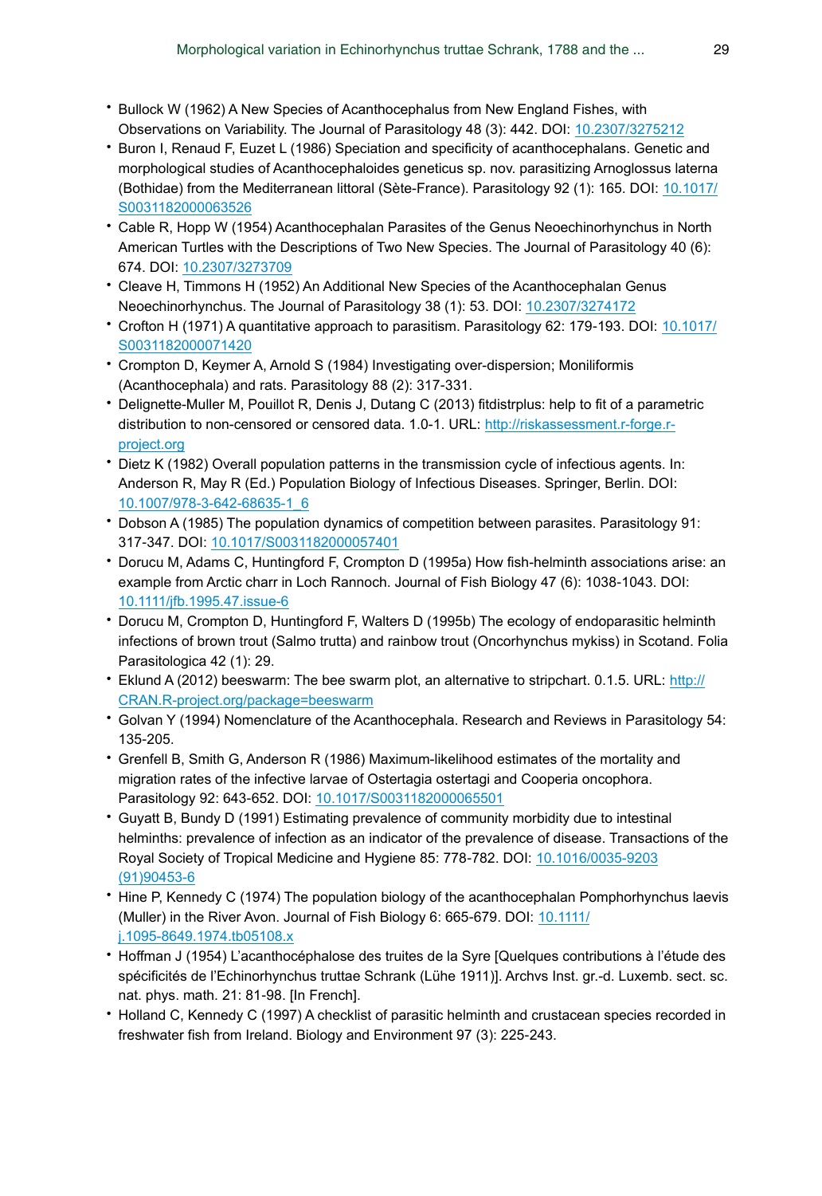- Bullock W (1962) A New Species of Acanthocephalus from New England Fishes, with Observations on Variability. The Journal of Parasitology 48 (3): 442. DOI: 10.2307/3275212
- Buron I, Renaud F, Euzet L (1986) Speciation and specificity of acanthocephalans. Genetic and morphological studies of Acanthocephaloides geneticus sp. nov. parasitizing Arnoglossus laterna (Bothidae) from the Mediterranean littoral (Sète-France). Parasitology 92 (1): 165. DOI: 10.1017/S0031182000063526
- Cable R, Hopp W (1954) Acanthocephalan Parasites of the Genus Neoechinorhynchus in North American Turtles with the Descriptions of Two New Species. The Journal of Parasitology 40 (6): 674. DOI: 10.2307/3273709
- Cleave H, Timmons H (1952) An Additional New Species of the Acanthocephalan Genus Neoechinorhynchus. The Journal of Parasitology 38 (1): 53. DOI: 10.2307/3274172
- Crofton H (1971) A quantitative approach to parasitism. Parasitology 62: 179-193. DOI: 10.1017/S0031182000071420
- Crompton D, Keymer A, Arnold S (1984) Investigating over-dispersion; Moniliformis (Acanthocephala) and rats. Parasitology 88 (2): 317-331.
- Delignette-Muller M, Pouillot R, Denis J, Dutang C (2013) fitdistrplus: help to fit of a parametric distribution to non-censored or censored data. 1.0-1. URL: http://riskassessment.r-forge.r-project.org
- Dietz K (1982) Overall population patterns in the transmission cycle of infectious agents. In: Anderson R, May R (Ed.) Population Biology of Infectious Diseases. Springer, Berlin. DOI: 10.1007/978-3-642-68635-1_6
- Dobson A (1985) The population dynamics of competition between parasites. Parasitology 91: 317-347. DOI: 10.1017/S0031182000057401
- Dorucu M, Adams C, Huntingford F, Crompton D (1995a) How fish-helminth associations arise: an example from Arctic charr in Loch Rannoch. Journal of Fish Biology 47 (6): 1038-1043. DOI: 10.1111/jfb.1995.47.issue-6
- Dorucu M, Crompton D, Huntingford F, Walters D (1995b) The ecology of endoparasitic helminth infections of brown trout (Salmo trutta) and rainbow trout (Oncorhynchus mykiss) in Scotland. Folia Parasitologica 42 (1): 29.
- Eklund A (2012) beeswarm: The bee swarm plot, an alternative to stripchart. 0.1.5. URL: http://CRAN.R-project.org/package=beeswarm
- Golvan Y (1994) Nomenclature of the Acanthocephala. Research and Reviews in Parasitology 54: 135-205.
- Grenfell B, Smith G, Anderson R (1986) Maximum-likelihood estimates of the mortality and migration rates of the infective larvae of Ostertagia ostertagi and Cooperia oncophora. Parasitology 92: 643-652. DOI: 10.1017/S0031182000065501
- Guyatt B, Bundy D (1991) Estimating prevalence of community morbidity due to intestinal helminths: prevalence of infection as an indicator of the prevalence of disease. Transactions of the Royal Society of Tropical Medicine and Hygiene 85: 778-782. DOI: 10.1016/0035-9203(91)90453-6
- Hine P, Kennedy C (1974) The population biology of the acanthocephalan Pomphorhynchus laevis (Muller) in the River Avon. Journal of Fish Biology 6: 665-679. DOI: 10.1111/j.1095-8649.1974.tb05108.x
- Hoffman J (1954) L'acanthocéphalose des truites de la Syre [Quelques contributions à l'étude des spécificités de l'Echinorhynchus truttae Schrank (Lühe 1911)]. Archvs Inst. gr.-d. Luxemb. sect. sc. nat. phys. math. 21: 81-98. [In French].
- Holland C, Kennedy C (1997) A checklist of parasitic helminth and crustacean species recorded in freshwater fish from Ireland. Biology and Environment 97 (3): 225-243.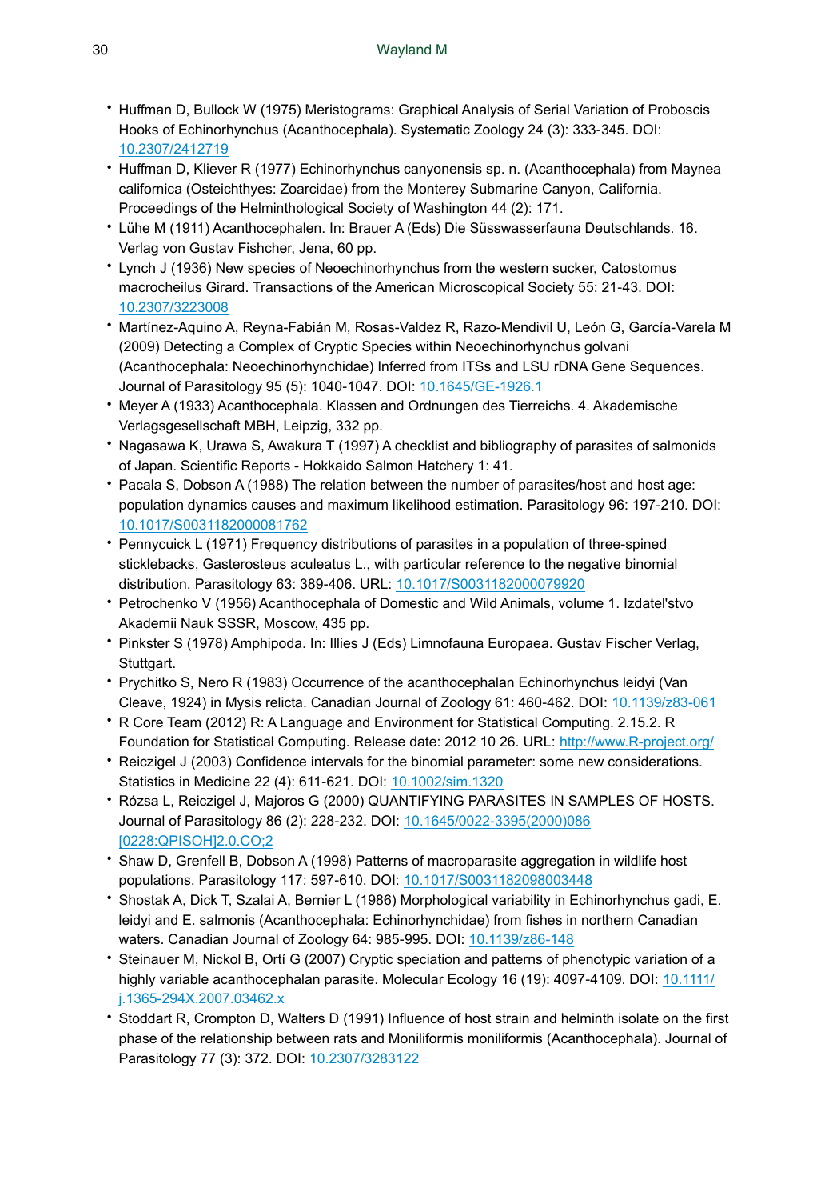- Huffman D, Bullock W (1975) Meristograms: Graphical Analysis of Serial Variation of Proboscis Hooks of Echinorhynchus (Acanthocephala). Systematic Zoology 24 (3): 333-345. DOI: [10.2307/2412719](https://doi.org/10.2307/2412719)
- Huffman D, Kliever R (1977) Echinorhynchus canyonensis sp. n. (Acanthocephala) from Maynea californica (Osteichthyes: Zoarcidae) from the Monterey Submarine Canyon, California. Proceedings of the Helminthological Society of Washington 44 (2): 171.
- Lühe M (1911) Acanthocephalen. In: Brauer A (Eds) Die Süsswasserfauna Deutschlands. 16. Verlag von Gustav Fishcher, Jena, 60 pp.
- Lynch J (1936) New species of Neoechinorhynchus from the western sucker, Catostomus macrocheilus Girard. Transactions of the American Microscopical Society 55: 21-43. DOI: [10.2307/3223008](https://doi.org/10.2307/3223008)
- Martínez-Aquino A, Reyna-Fabián M, Rosas-Valdez R, Razo-Mendivil U, León G, García-Varela M (2009) Detecting a Complex of Cryptic Species within Neoechinorhynchus golvani (Acanthocephala: Neoechinorhynchidae) Inferred from ITSs and LSU rDNA Gene Sequences. Journal of Parasitology 95 (5): 1040-1047. DOI: [10.1645/GE-1926.1](https://doi.org/10.1645/GE-1926.1)
- Meyer A (1933) Acanthocephala. Klassen und Ordnungen des Tierreichs. 4. Akademische Verlagsgesellschaft MBH, Leipzig, 332 pp.
- Nagasawa K, Urawa S, Awakura T (1997) A checklist and bibliography of parasites of salmonids of Japan. Scientific Reports - Hokkaido Salmon Hatchery 1: 41.
- Pacala S, Dobson A (1988) The relation between the number of parasites/host and host age: population dynamics causes and maximum likelihood estimation. Parasitology 96: 197-210. DOI: [10.1017/S0031182000081762](https://doi.org/10.1017/S0031182000081762)
- Pennycuick L (1971) Frequency distributions of parasites in a population of three-spined sticklebacks, Gasterosteus aculeatus L., with particular reference to the negative binomial distribution. Parasitology 63: 389-406. URL: [10.1017/S0031182000079920](https://doi.org/10.1017/S0031182000079920)
- Petrochenko V (1956) Acanthocephala of Domestic and Wild Animals, volume 1. Izdatel'stvo Akademii Nauk SSSR, Moscow, 435 pp.
- Pinkster S (1978) Amphipoda. In: Illies J (Eds) Limnofauna Europaea. Gustav Fischer Verlag, Stuttgart.
- Prychitko S, Nero R (1983) Occurrence of the acanthocephalan Echinorhynchus leidyi (Van Cleave, 1924) in Mysis relicta. Canadian Journal of Zoology 61: 460-462. DOI: [10.1139/z83-061](https://doi.org/10.1139/z83-061)
- R Core Team (2012) R: A Language and Environment for Statistical Computing. 2.15.2. R Foundation for Statistical Computing. Release date: 2012 10 26. URL: [http://www.R-project.org/](http://www.R-project.org/)
- Reiczigel J (2003) Confidence intervals for the binomial parameter: some new considerations. Statistics in Medicine 22 (4): 611-621. DOI: [10.1002/sim.1320](https://doi.org/10.1002/sim.1320)
- Rózsa L, Reiczigel J, Majoros G (2000) QUANTIFYING PARASITES IN SAMPLES OF HOSTS. Journal of Parasitology 86 (2): 228-232. DOI: [10.1645/0022-3395(2000)086[0228:QPISOH]2.0.CO;2](https://doi.org/10.1645/0022-3395(2000)086[0228:QPISOH]2.0.CO;2)
- Shaw D, Grenfell B, Dobson A (1998) Patterns of macroparasite aggregation in wildlife host populations. Parasitology 117: 597-610. DOI: [10.1017/S0031182098003448](https://doi.org/10.1017/S0031182098003448)
- Shostak A, Dick T, Szalai A, Bernier L (1986) Morphological variability in Echinorhynchus gadi, E. leidyi and E. salmonis (Acanthocephala: Echinorhynchidae) from fishes in northern Canadian waters. Canadian Journal of Zoology 64: 985-995. DOI: [10.1139/z86-148](https://doi.org/10.1139/z86-148)
- Steinauer M, Nickol B, Ortí G (2007) Cryptic speciation and patterns of phenotypic variation of a highly variable acanthocephalan parasite. Molecular Ecology 16 (19): 4097-4109. DOI: [10.1111/j.1365-294X.2007.03462.x](https://doi.org/10.1111/j.1365-294X.2007.03462.x)
- Stoddart R, Crompton D, Walters D (1991) Influence of host strain and helminth isolate on the first phase of the relationship between rats and Moniliformis moniliformis (Acanthocephala). Journal of Parasitology 77 (3): 372. DOI: [10.2307/3283122](https://doi.org/10.2307/3283122)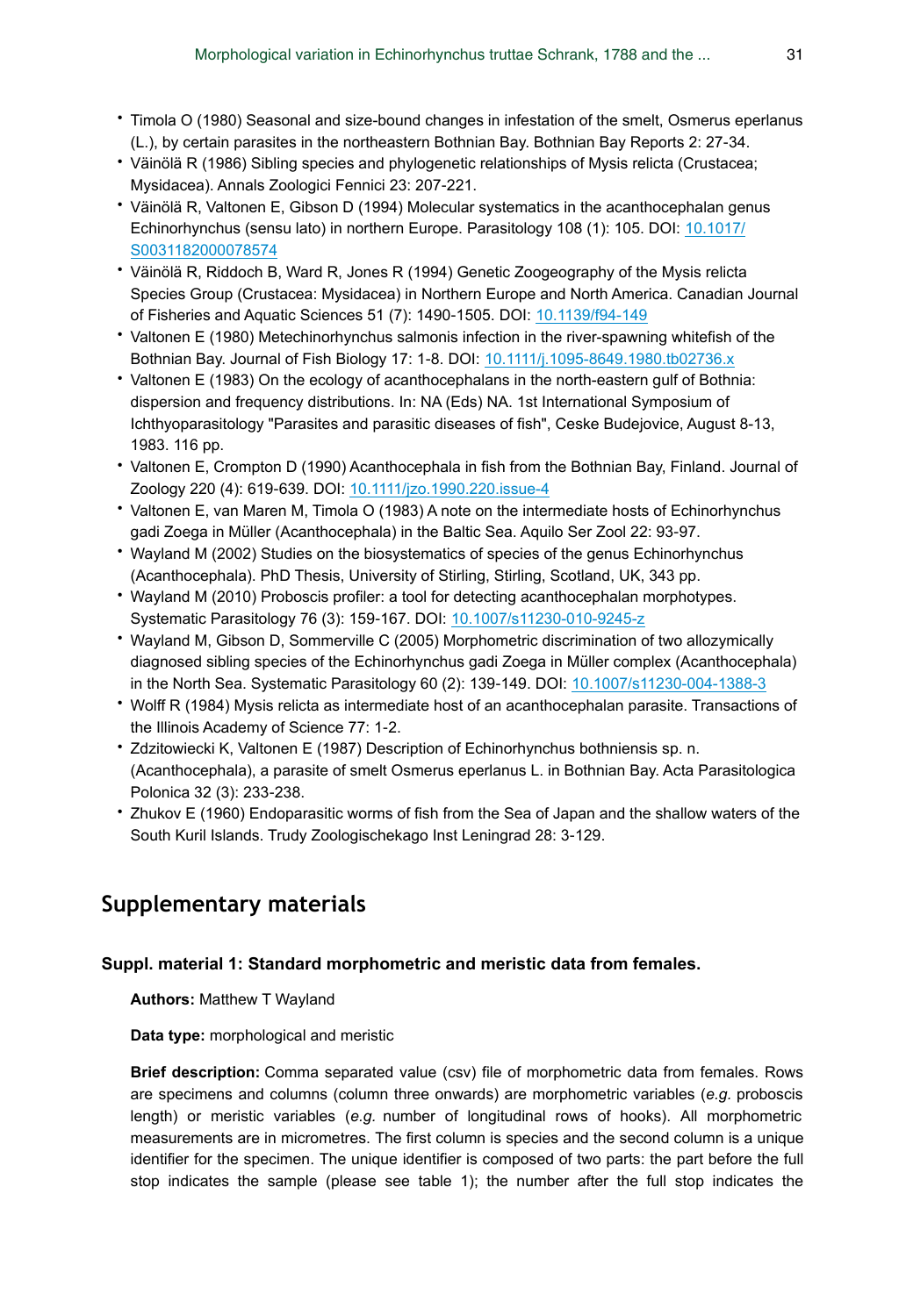- Timola O (1980) Seasonal and size-bound changes in infestation of the smelt, Osmerus eperlanus (L.), by certain parasites in the northeastern Bothnian Bay. Bothnian Bay Reports 2: 27-34.
- Väinölä R (1986) Sibling species and phylogenetic relationships of Mysis relicta (Crustacea; Mysidacea). Annals Zoologici Fennici 23: 207-221.
- Väinölä R, Valtonen E, Gibson D (1994) Molecular systematics in the acanthocephalan genus Echinorhynchus (sensu lato) in northern Europe. Parasitology 108 (1): 105. DOI: 10.1017/S0031182000078574
- Väinölä R, Riddoch B, Ward R, Jones R (1994) Genetic Zoogeography of the Mysis relicta Species Group (Crustacea: Mysidacea) in Northern Europe and North America. Canadian Journal of Fisheries and Aquatic Sciences 51 (7): 1490-1505. DOI: 10.1139/f94-149
- Valtonen E (1980) Metechinorhynchus salmonis infection in the river-spawning whitefish of the Bothnian Bay. Journal of Fish Biology 17: 1-8. DOI: 10.1111/j.1095-8649.1980.tb02736.x
- Valtonen E (1983) On the ecology of acanthocephalans in the north-eastern gulf of Bothnia: dispersion and frequency distributions. In: NA (Eds) NA. 1st International Symposium of Ichthyoparasitology "Parasites and parasitic diseases of fish", Ceske Budejovice, August 8-13, 1983. 116 pp.
- Valtonen E, Crompton D (1990) Acanthocephala in fish from the Bothnian Bay, Finland. Journal of Zoology 220 (4): 619-639. DOI: 10.1111/jzo.1990.220.issue-4
- Valtonen E, van Maren M, Timola O (1983) A note on the intermediate hosts of Echinorhynchus gadi Zoega in Müller (Acanthocephala) in the Baltic Sea. Aquilo Ser Zool 22: 93-97.
- Wayland M (2002) Studies on the biosystematics of species of the genus Echinorhynchus (Acanthocephala). PhD Thesis, University of Stirling, Stirling, Scotland, UK, 343 pp.
- Wayland M (2010) Proboscis profiler: a tool for detecting acanthocephalan morphotypes. Systematic Parasitology 76 (3): 159-167. DOI: 10.1007/s11230-010-9245-z
- Wayland M, Gibson D, Sommerville C (2005) Morphometric discrimination of two allozymically diagnosed sibling species of the Echinorhynchus gadi Zoega in Müller complex (Acanthocephala) in the North Sea. Systematic Parasitology 60 (2): 139-149. DOI: 10.1007/s11230-004-1388-3
- Wolff R (1984) Mysis relicta as intermediate host of an acanthocephalan parasite. Transactions of the Illinois Academy of Science 77: 1-2.
- Zdzitowiecki K, Valtonen E (1987) Description of Echinorhynchus bothniensis sp. n. (Acanthocephala), a parasite of smelt Osmerus eperlanus L. in Bothnian Bay. Acta Parasitologica Polonica 32 (3): 233-238.
- Zhukov E (1960) Endoparasitic worms of fish from the Sea of Japan and the shallow waters of the South Kuril Islands. Trudy Zoologischekago Inst Leningrad 28: 3-129.

## Supplementary materials

### Suppl. material 1: Standard morphometric and meristic data from females.

**Authors:** Matthew T Wayland

**Data type:** morphological and meristic

**Brief description:** Comma separated value (csv) file of morphometric data from females. Rows are specimens and columns (column three onwards) are morphometric variables (*e.g.* proboscis length) or meristic variables (*e.g.* number of longitudinal rows of hooks). All morphometric measurements are in micrometres. The first column is species and the second column is a unique identifier for the specimen. The unique identifier is composed of two parts: the part before the full stop indicates the sample (please see table 1); the number after the full stop indicates the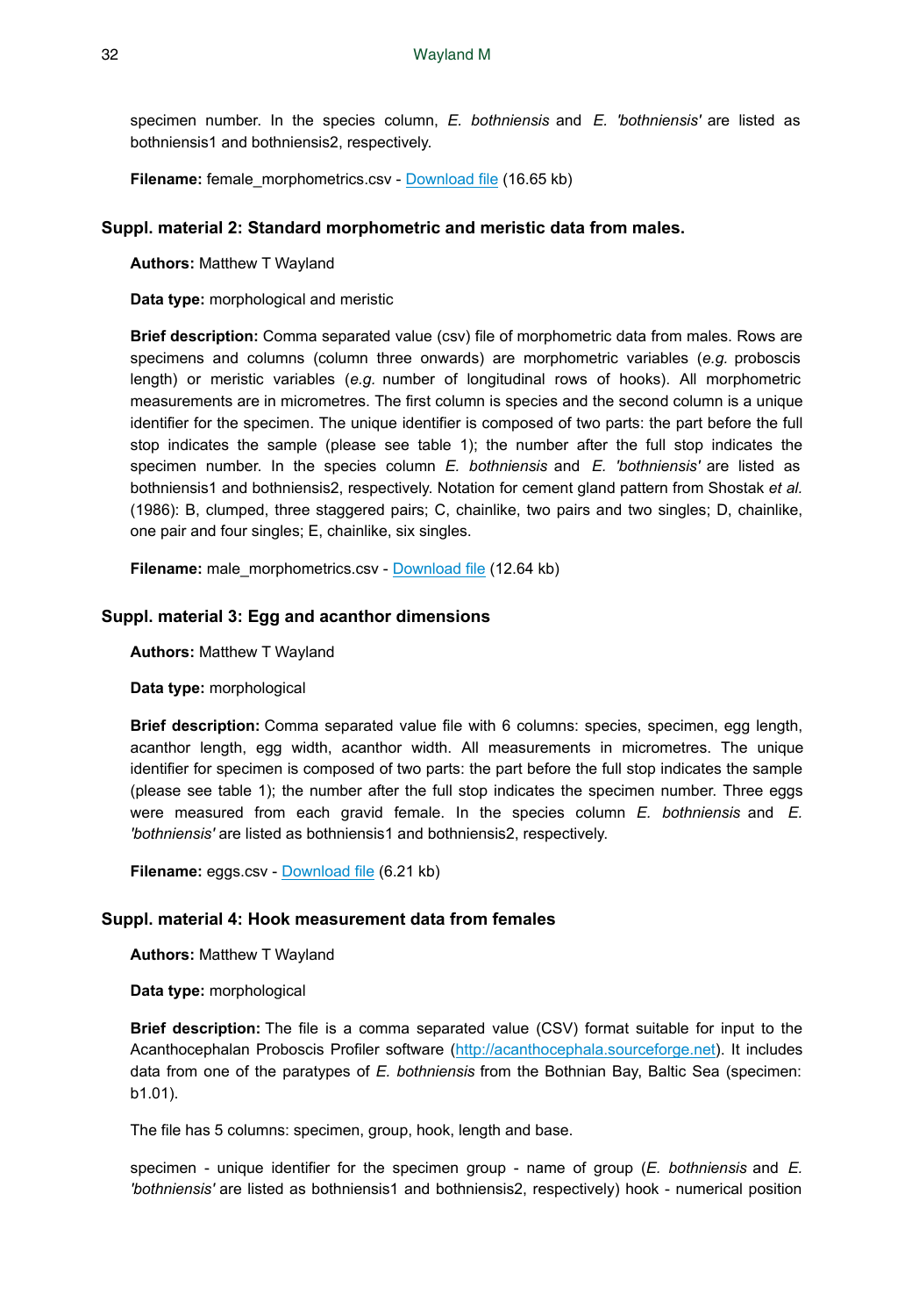specimen number. In the species column, *E. bothniensis* and *E. 'bothniensis'* are listed as bothniensis1 and bothniensis2, respectively.

**Filename:** female_morphometrics.csv - Download file (16.65 kb)

### Suppl. material 2: Standard morphometric and meristic data from males.

**Authors:** Matthew T Wayland

**Data type:** morphological and meristic

**Brief description:** Comma separated value (csv) file of morphometric data from males. Rows are specimens and columns (column three onwards) are morphometric variables (*e.g.* proboscis length) or meristic variables (*e.g.* number of longitudinal rows of hooks). All morphometric measurements are in micrometres. The first column is species and the second column is a unique identifier for the specimen. The unique identifier is composed of two parts: the part before the full stop indicates the sample (please see table 1); the number after the full stop indicates the specimen number. In the species column *E. bothniensis* and *E. 'bothniensis'* are listed as bothniensis1 and bothniensis2, respectively. Notation for cement gland pattern from Shostak *et al.* (1986): B, clumped, three staggered pairs; C, chainlike, two pairs and two singles; D, chainlike, one pair and four singles; E, chainlike, six singles.

**Filename:** male_morphometrics.csv - Download file (12.64 kb)

### Suppl. material 3: Egg and acanthor dimensions

**Authors:** Matthew T Wayland

**Data type:** morphological

**Brief description:** Comma separated value file with 6 columns: species, specimen, egg length, acanthor length, egg width, acanthor width. All measurements in micrometres. The unique identifier for specimen is composed of two parts: the part before the full stop indicates the sample (please see table 1); the number after the full stop indicates the specimen number. Three eggs were measured from each gravid female. In the species column *E. bothniensis* and *E. 'bothniensis'* are listed as bothniensis1 and bothniensis2, respectively.

**Filename:** eggs.csv - Download file (6.21 kb)

### Suppl. material 4: Hook measurement data from females

**Authors:** Matthew T Wayland

**Data type:** morphological

**Brief description:** The file is a comma separated value (CSV) format suitable for input to the Acanthocephalan Proboscis Profiler software (http://acanthocephala.sourceforge.net). It includes data from one of the paratypes of *E. bothniensis* from the Bothnian Bay, Baltic Sea (specimen: b1.01).

The file has 5 columns: specimen, group, hook, length and base.

specimen - unique identifier for the specimen group - name of group (*E. bothniensis* and *E. 'bothniensis'* are listed as bothniensis1 and bothniensis2, respectively) hook - numerical position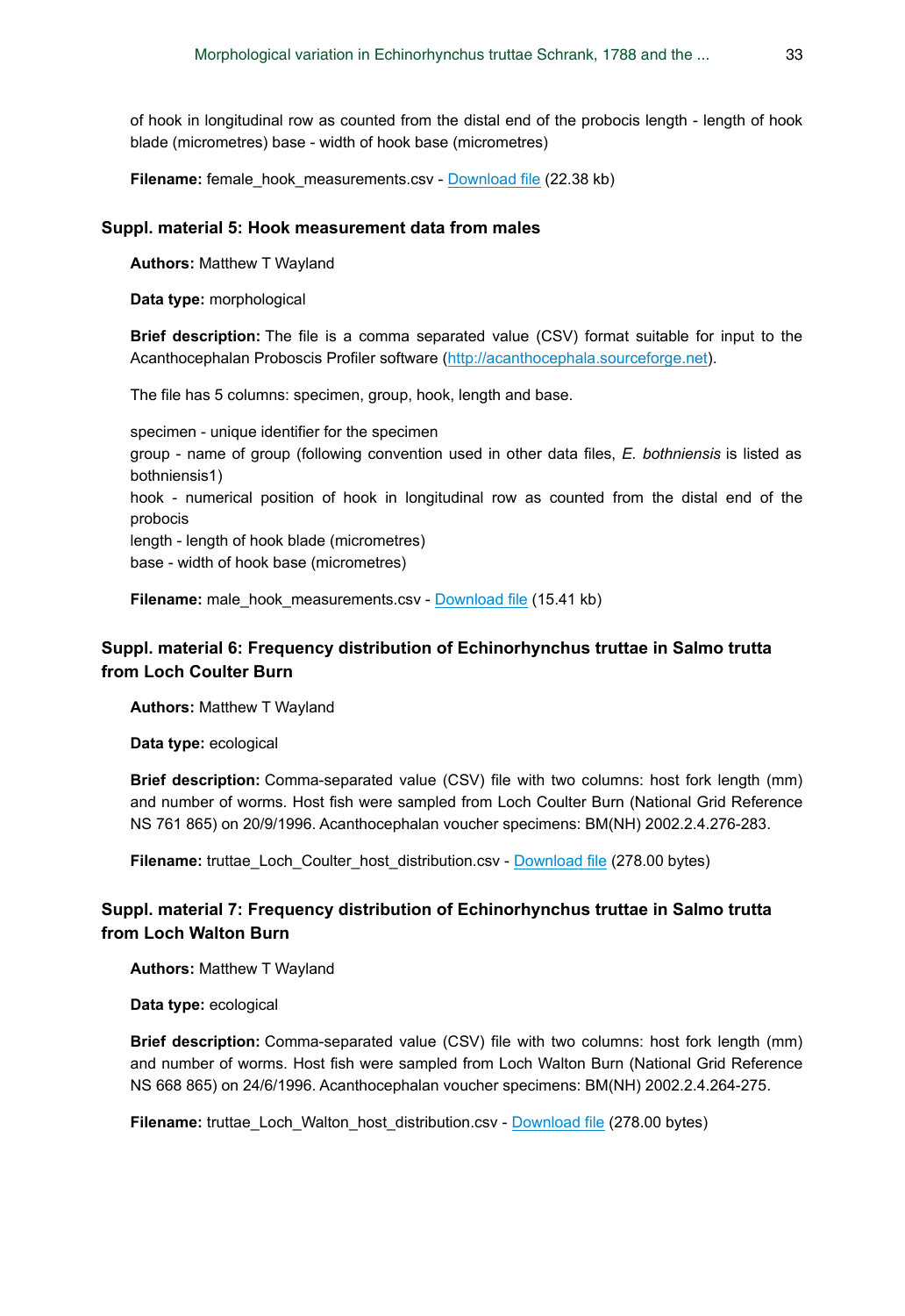of hook in longitudinal row as counted from the distal end of the probocis length - length of hook blade (micrometres) base - width of hook base (micrometres)

**Filename:** female_hook_measurements.csv - Download file (22.38 kb)

### Suppl. material 5: Hook measurement data from males

**Authors:** Matthew T Wayland

**Data type:** morphological

**Brief description:** The file is a comma separated value (CSV) format suitable for input to the Acanthocephalan Proboscis Profiler software (http://acanthocephala.sourceforge.net).

The file has 5 columns: specimen, group, hook, length and base.

specimen - unique identifier for the specimen
group - name of group (following convention used in other data files, *E. bothniensis* is listed as bothniensis1)
hook - numerical position of hook in longitudinal row as counted from the distal end of the probocis
length - length of hook blade (micrometres)
base - width of hook base (micrometres)

**Filename:** male_hook_measurements.csv - Download file (15.41 kb)

### Suppl. material 6: Frequency distribution of Echinorhynchus truttae in Salmo trutta from Loch Coulter Burn

**Authors:** Matthew T Wayland

**Data type:** ecological

**Brief description:** Comma-separated value (CSV) file with two columns: host fork length (mm) and number of worms. Host fish were sampled from Loch Coulter Burn (National Grid Reference NS 761 865) on 20/9/1996. Acanthocephalan voucher specimens: BM(NH) 2002.2.4.276-283.

**Filename:** truttae_Loch_Coulter_host_distribution.csv - Download file (278.00 bytes)

### Suppl. material 7: Frequency distribution of Echinorhynchus truttae in Salmo trutta from Loch Walton Burn

**Authors:** Matthew T Wayland

**Data type:** ecological

**Brief description:** Comma-separated value (CSV) file with two columns: host fork length (mm) and number of worms. Host fish were sampled from Loch Walton Burn (National Grid Reference NS 668 865) on 24/6/1996. Acanthocephalan voucher specimens: BM(NH) 2002.2.4.264-275.

**Filename:** truttae_Loch_Walton_host_distribution.csv - Download file (278.00 bytes)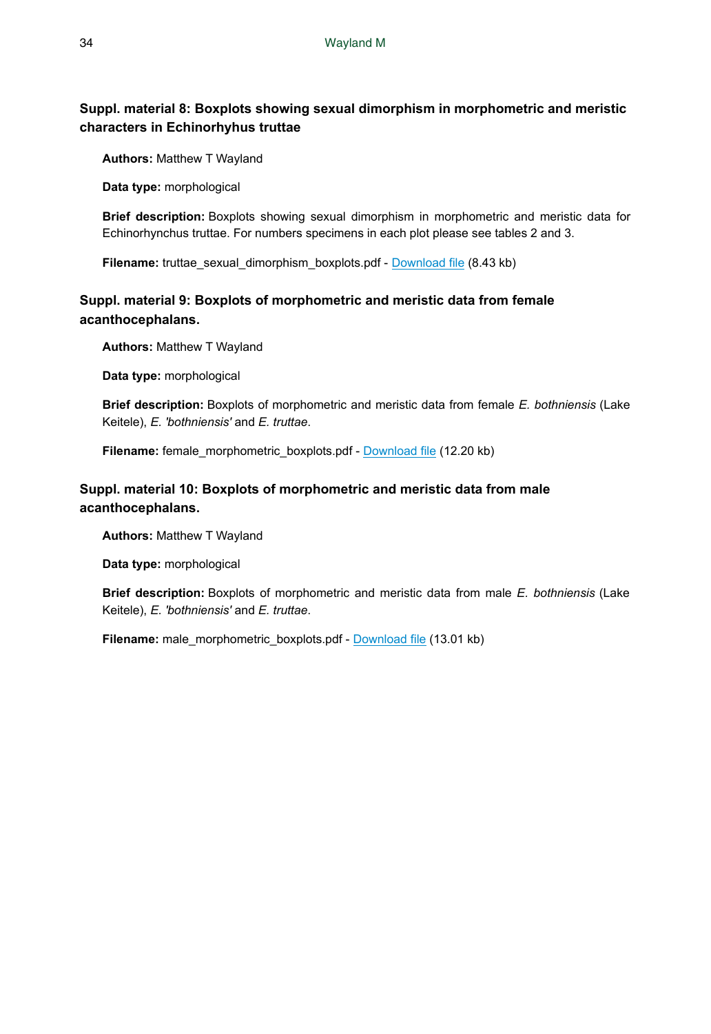### Suppl. material 8: Boxplots showing sexual dimorphism in morphometric and meristic characters in Echinorhyhus truttae

**Authors:** Matthew T Wayland

**Data type:** morphological

**Brief description:** Boxplots showing sexual dimorphism in morphometric and meristic data for Echinorhynchus truttae. For numbers specimens in each plot please see tables 2 and 3.

**Filename:** truttae_sexual_dimorphism_boxplots.pdf - Download file (8.43 kb)

### Suppl. material 9: Boxplots of morphometric and meristic data from female acanthocephalans.

**Authors:** Matthew T Wayland

**Data type:** morphological

**Brief description:** Boxplots of morphometric and meristic data from female *E. bothniensis* (Lake Keitele), *E. 'bothniensis'* and *E. truttae*.

**Filename:** female_morphometric_boxplots.pdf - Download file (12.20 kb)

### Suppl. material 10: Boxplots of morphometric and meristic data from male acanthocephalans.

**Authors:** Matthew T Wayland

**Data type:** morphological

**Brief description:** Boxplots of morphometric and meristic data from male *E. bothniensis* (Lake Keitele), *E. 'bothniensis'* and *E. truttae*.

**Filename:** male_morphometric_boxplots.pdf - Download file (13.01 kb)